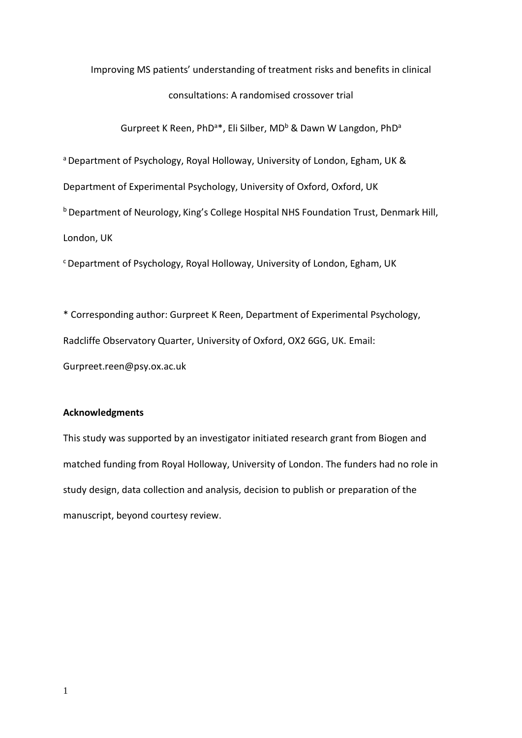# Improving MS patients' understanding of treatment risks and benefits in clinical consultations: A randomised crossover trial

Gurpreet K Reen, PhD[a]*, Eli Silber, MD[b] & Dawn W Langdon, PhD[a]

[a] Department of Psychology, Royal Holloway, University of London, Egham, UK & Department of Experimental Psychology, University of Oxford, Oxford, UK

[b] Department of Neurology, King's College Hospital NHS Foundation Trust, Denmark Hill, London, UK

[c] Department of Psychology, Royal Holloway, University of London, Egham, UK

* Corresponding author: Gurpreet K Reen, Department of Experimental Psychology, Radcliffe Observatory Quarter, University of Oxford, OX2 6GG, UK. Email: Gurpreet.reen@psy.ox.ac.uk

**Acknowledgments**

This study was supported by an investigator initiated research grant from Biogen and matched funding from Royal Holloway, University of London. The funders had no role in study design, data collection and analysis, decision to publish or preparation of the manuscript, beyond courtesy review.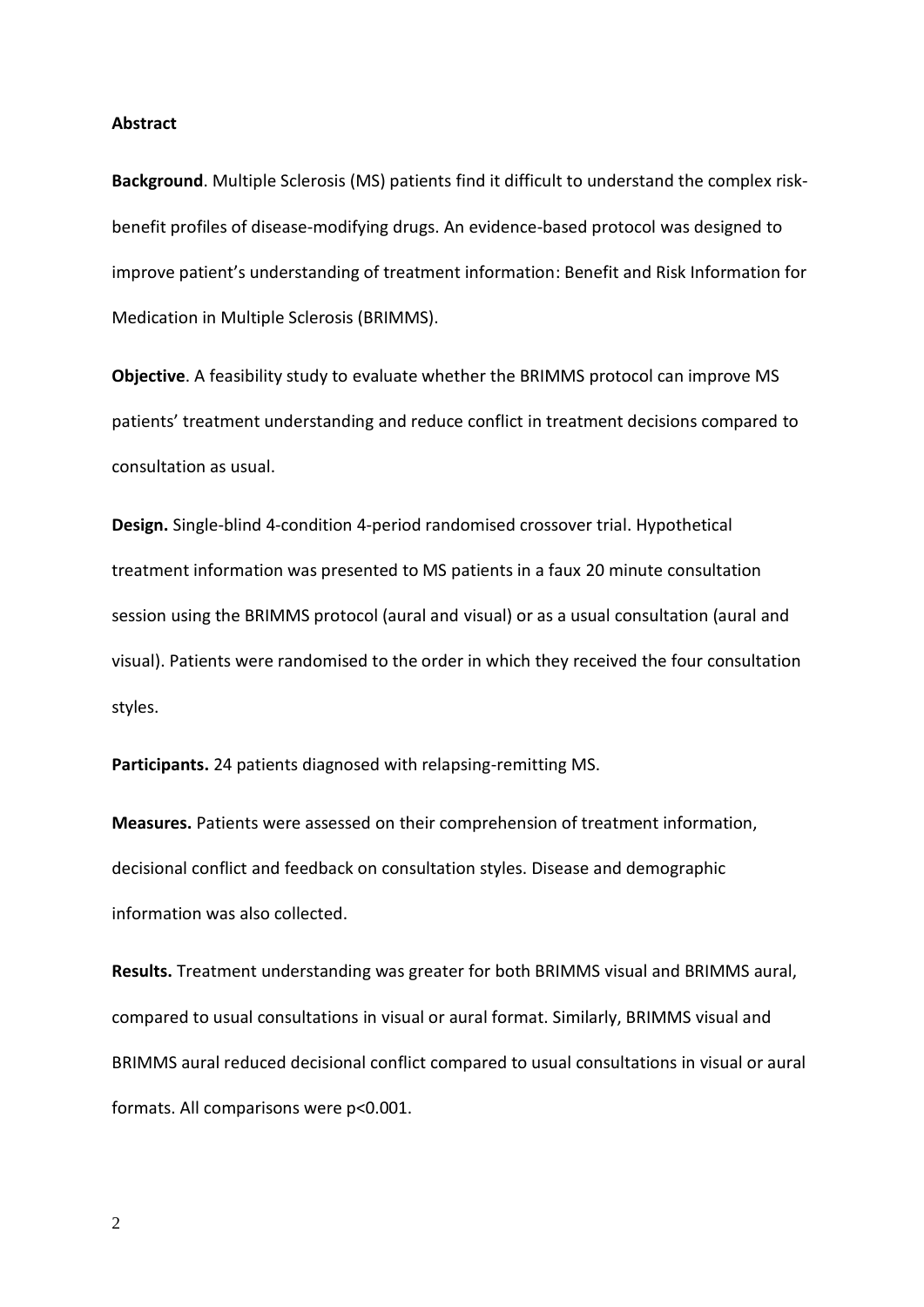**Abstract**

**Background**. Multiple Sclerosis (MS) patients find it difficult to understand the complex risk-benefit profiles of disease-modifying drugs. An evidence-based protocol was designed to improve patient's understanding of treatment information: Benefit and Risk Information for Medication in Multiple Sclerosis (BRIMMS).

**Objective**. A feasibility study to evaluate whether the BRIMMS protocol can improve MS patients' treatment understanding and reduce conflict in treatment decisions compared to consultation as usual.

**Design.** Single-blind 4-condition 4-period randomised crossover trial. Hypothetical treatment information was presented to MS patients in a faux 20 minute consultation session using the BRIMMS protocol (aural and visual) or as a usual consultation (aural and visual). Patients were randomised to the order in which they received the four consultation styles.

**Participants.** 24 patients diagnosed with relapsing-remitting MS.

**Measures.** Patients were assessed on their comprehension of treatment information, decisional conflict and feedback on consultation styles. Disease and demographic information was also collected.

**Results.** Treatment understanding was greater for both BRIMMS visual and BRIMMS aural, compared to usual consultations in visual or aural format. Similarly, BRIMMS visual and BRIMMS aural reduced decisional conflict compared to usual consultations in visual or aural formats. All comparisons were $p<0.001$.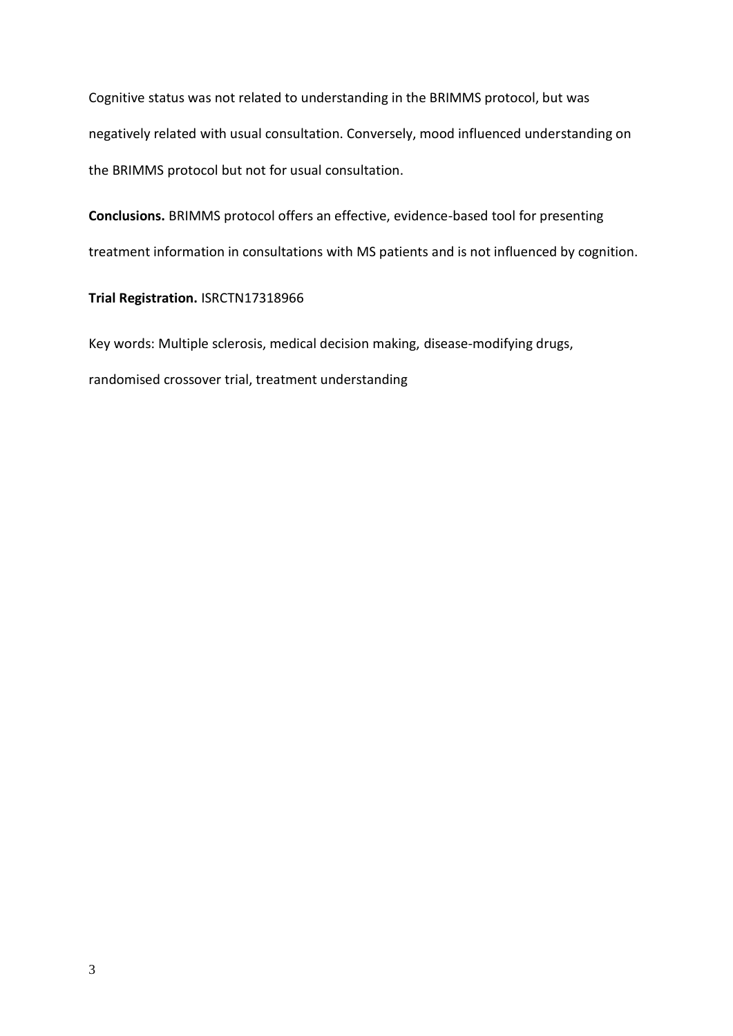Cognitive status was not related to understanding in the BRIMMS protocol, but was negatively related with usual consultation. Conversely, mood influenced understanding on the BRIMMS protocol but not for usual consultation.

**Conclusions.** BRIMMS protocol offers an effective, evidence-based tool for presenting treatment information in consultations with MS patients and is not influenced by cognition.

**Trial Registration.** ISRCTN17318966

Key words: Multiple sclerosis, medical decision making, disease-modifying drugs, randomised crossover trial, treatment understanding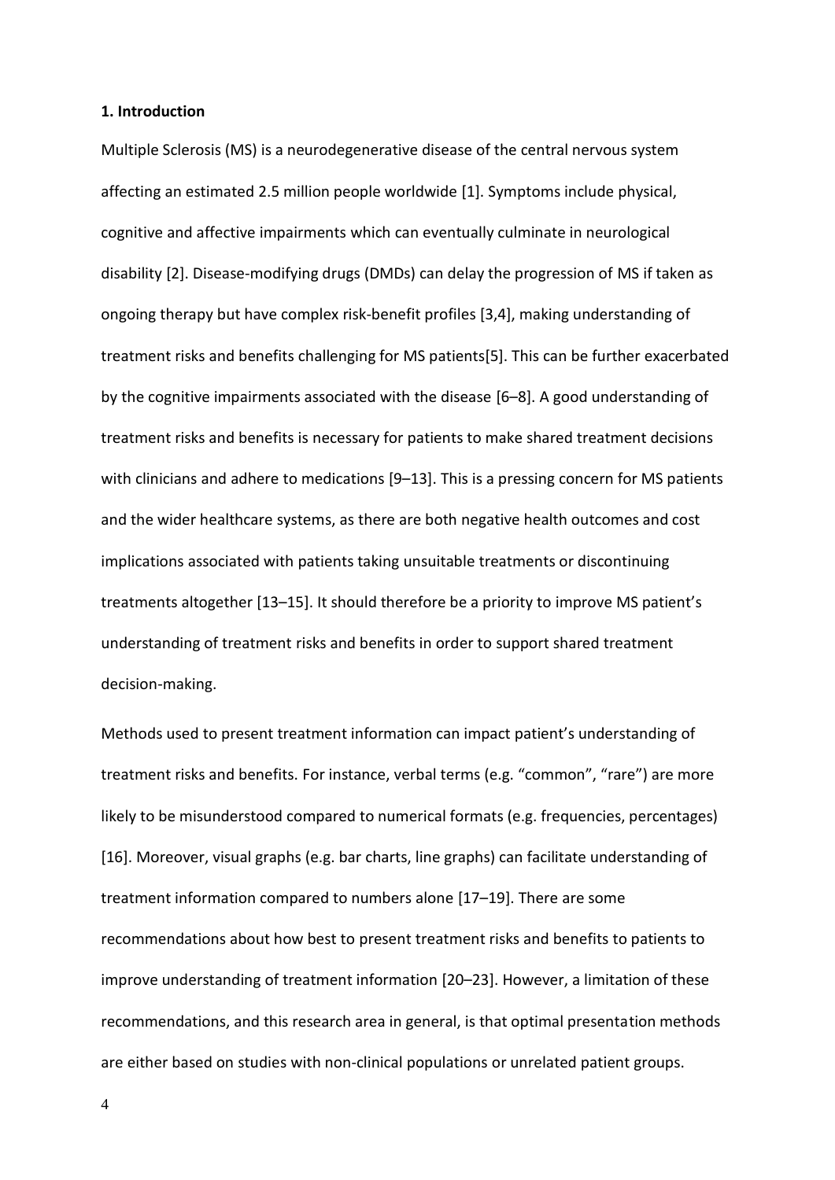## 1. Introduction

Multiple Sclerosis (MS) is a neurodegenerative disease of the central nervous system affecting an estimated 2.5 million people worldwide [1]. Symptoms include physical, cognitive and affective impairments which can eventually culminate in neurological disability [2]. Disease-modifying drugs (DMDs) can delay the progression of MS if taken as ongoing therapy but have complex risk-benefit profiles [3,4], making understanding of treatment risks and benefits challenging for MS patients[5]. This can be further exacerbated by the cognitive impairments associated with the disease [6–8]. A good understanding of treatment risks and benefits is necessary for patients to make shared treatment decisions with clinicians and adhere to medications [9–13]. This is a pressing concern for MS patients and the wider healthcare systems, as there are both negative health outcomes and cost implications associated with patients taking unsuitable treatments or discontinuing treatments altogether [13–15]. It should therefore be a priority to improve MS patient's understanding of treatment risks and benefits in order to support shared treatment decision-making.

Methods used to present treatment information can impact patient's understanding of treatment risks and benefits. For instance, verbal terms (e.g. "common", "rare") are more likely to be misunderstood compared to numerical formats (e.g. frequencies, percentages) [16]. Moreover, visual graphs (e.g. bar charts, line graphs) can facilitate understanding of treatment information compared to numbers alone [17–19]. There are some recommendations about how best to present treatment risks and benefits to patients to improve understanding of treatment information [20–23]. However, a limitation of these recommendations, and this research area in general, is that optimal presentation methods are either based on studies with non-clinical populations or unrelated patient groups.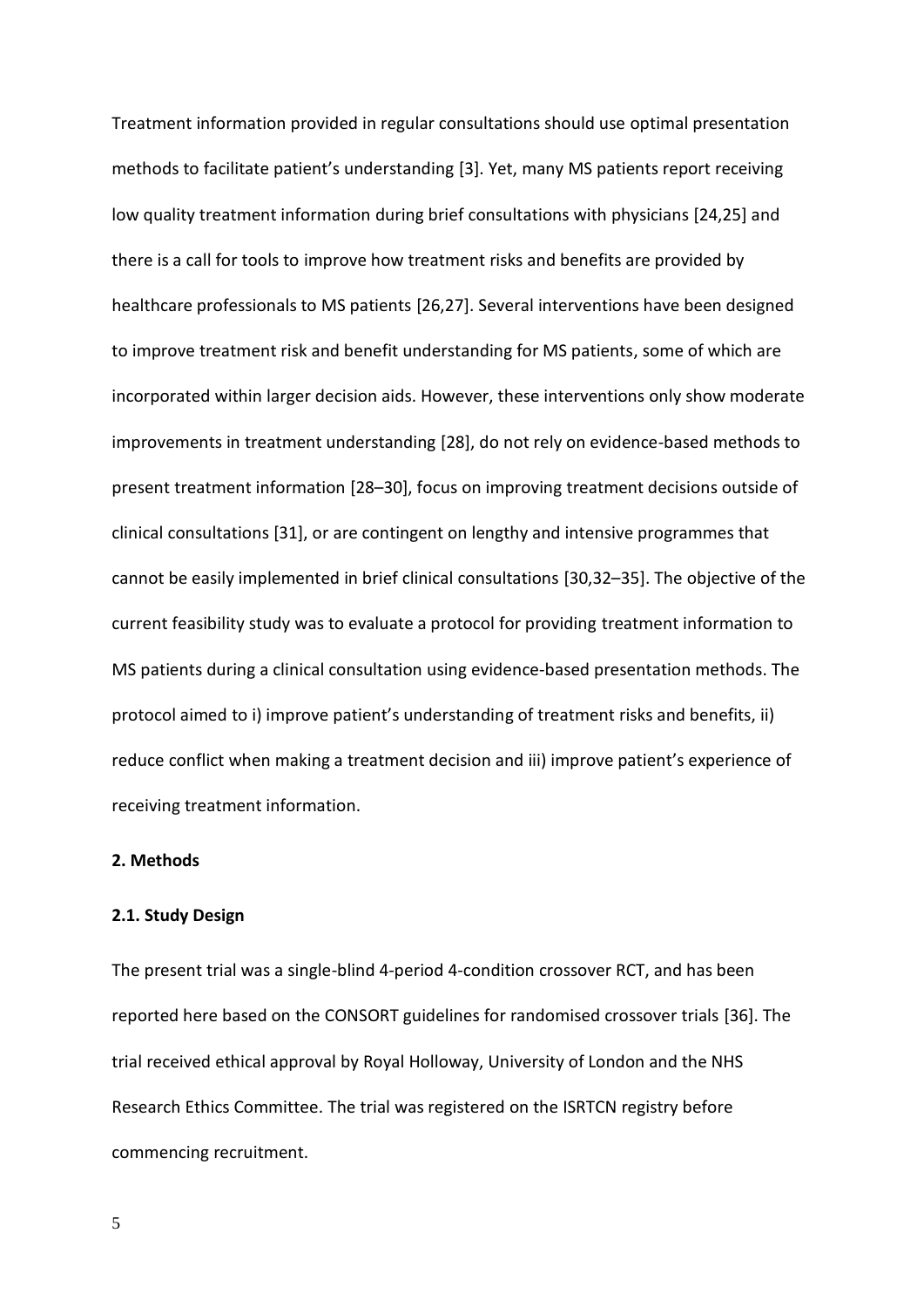Treatment information provided in regular consultations should use optimal presentation methods to facilitate patient's understanding [3]. Yet, many MS patients report receiving low quality treatment information during brief consultations with physicians [24,25] and there is a call for tools to improve how treatment risks and benefits are provided by healthcare professionals to MS patients [26,27]. Several interventions have been designed to improve treatment risk and benefit understanding for MS patients, some of which are incorporated within larger decision aids. However, these interventions only show moderate improvements in treatment understanding [28], do not rely on evidence-based methods to present treatment information [28–30], focus on improving treatment decisions outside of clinical consultations [31], or are contingent on lengthy and intensive programmes that cannot be easily implemented in brief clinical consultations [30,32–35]. The objective of the current feasibility study was to evaluate a protocol for providing treatment information to MS patients during a clinical consultation using evidence-based presentation methods. The protocol aimed to i) improve patient's understanding of treatment risks and benefits, ii) reduce conflict when making a treatment decision and iii) improve patient's experience of receiving treatment information.

## 2. Methods

### 2.1. Study Design

The present trial was a single-blind 4-period 4-condition crossover RCT, and has been reported here based on the CONSORT guidelines for randomised crossover trials [36]. The trial received ethical approval by Royal Holloway, University of London and the NHS Research Ethics Committee. The trial was registered on the ISRTCN registry before commencing recruitment.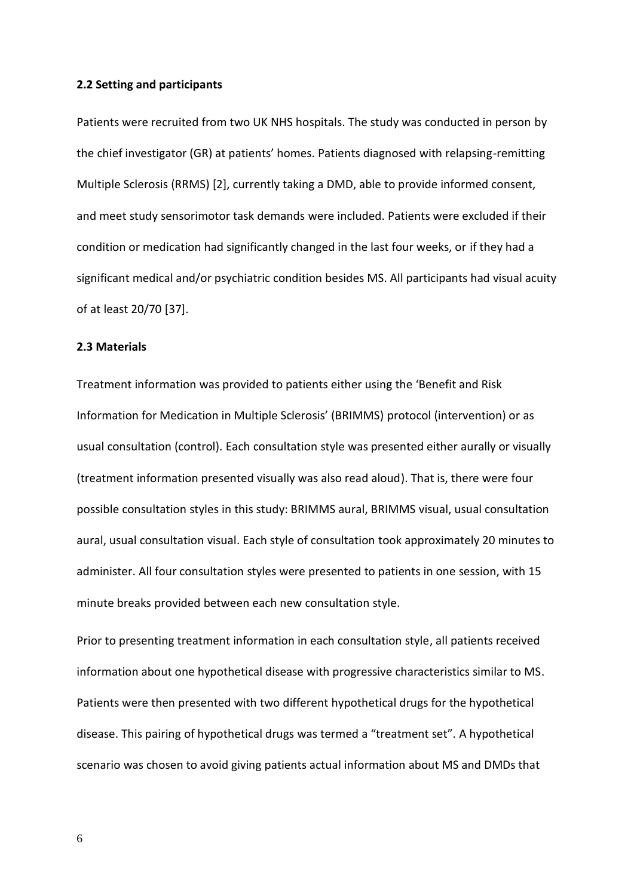### 2.2 Setting and participants

Patients were recruited from two UK NHS hospitals. The study was conducted in person by the chief investigator (GR) at patients' homes. Patients diagnosed with relapsing-remitting Multiple Sclerosis (RRMS) [2], currently taking a DMD, able to provide informed consent, and meet study sensorimotor task demands were included. Patients were excluded if their condition or medication had significantly changed in the last four weeks, or if they had a significant medical and/or psychiatric condition besides MS. All participants had visual acuity of at least 20/70 [37].

### 2.3 Materials

Treatment information was provided to patients either using the 'Benefit and Risk Information for Medication in Multiple Sclerosis' (BRIMMS) protocol (intervention) or as usual consultation (control). Each consultation style was presented either aurally or visually (treatment information presented visually was also read aloud). That is, there were four possible consultation styles in this study: BRIMMS aural, BRIMMS visual, usual consultation aural, usual consultation visual. Each style of consultation took approximately 20 minutes to administer. All four consultation styles were presented to patients in one session, with 15 minute breaks provided between each new consultation style.

Prior to presenting treatment information in each consultation style, all patients received information about one hypothetical disease with progressive characteristics similar to MS. Patients were then presented with two different hypothetical drugs for the hypothetical disease. This pairing of hypothetical drugs was termed a "treatment set". A hypothetical scenario was chosen to avoid giving patients actual information about MS and DMDs that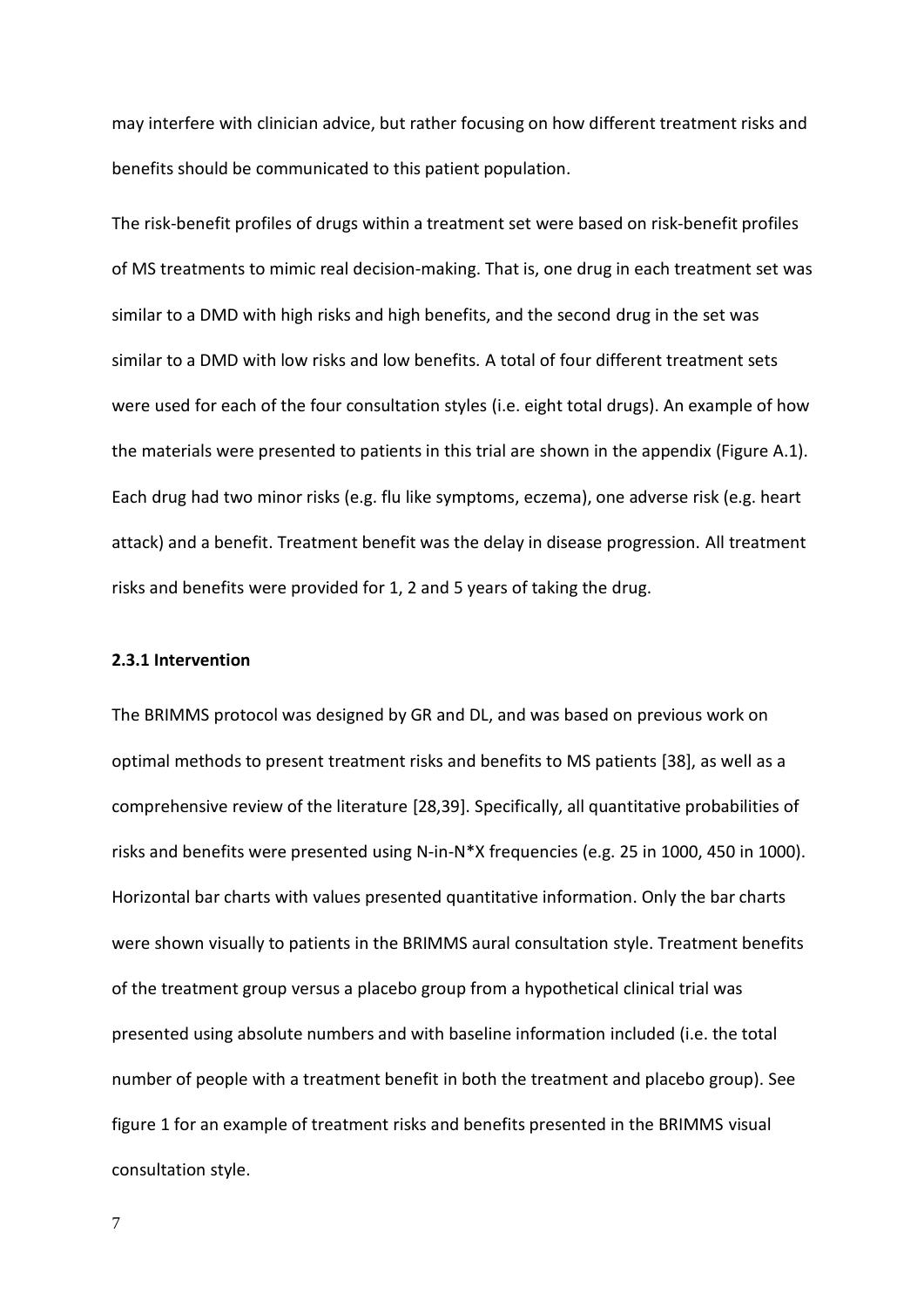may interfere with clinician advice, but rather focusing on how different treatment risks and benefits should be communicated to this patient population.

The risk-benefit profiles of drugs within a treatment set were based on risk-benefit profiles of MS treatments to mimic real decision-making. That is, one drug in each treatment set was similar to a DMD with high risks and high benefits, and the second drug in the set was similar to a DMD with low risks and low benefits. A total of four different treatment sets were used for each of the four consultation styles (i.e. eight total drugs). An example of how the materials were presented to patients in this trial are shown in the appendix (Figure A.1). Each drug had two minor risks (e.g. flu like symptoms, eczema), one adverse risk (e.g. heart attack) and a benefit. Treatment benefit was the delay in disease progression. All treatment risks and benefits were provided for 1, 2 and 5 years of taking the drug.

### 2.3.1 Intervention

The BRIMMS protocol was designed by GR and DL, and was based on previous work on optimal methods to present treatment risks and benefits to MS patients [38], as well as a comprehensive review of the literature [28,39]. Specifically, all quantitative probabilities of risks and benefits were presented using N-in-N*X frequencies (e.g. 25 in 1000, 450 in 1000). Horizontal bar charts with values presented quantitative information. Only the bar charts were shown visually to patients in the BRIMMS aural consultation style. Treatment benefits of the treatment group versus a placebo group from a hypothetical clinical trial was presented using absolute numbers and with baseline information included (i.e. the total number of people with a treatment benefit in both the treatment and placebo group). See figure 1 for an example of treatment risks and benefits presented in the BRIMMS visual consultation style.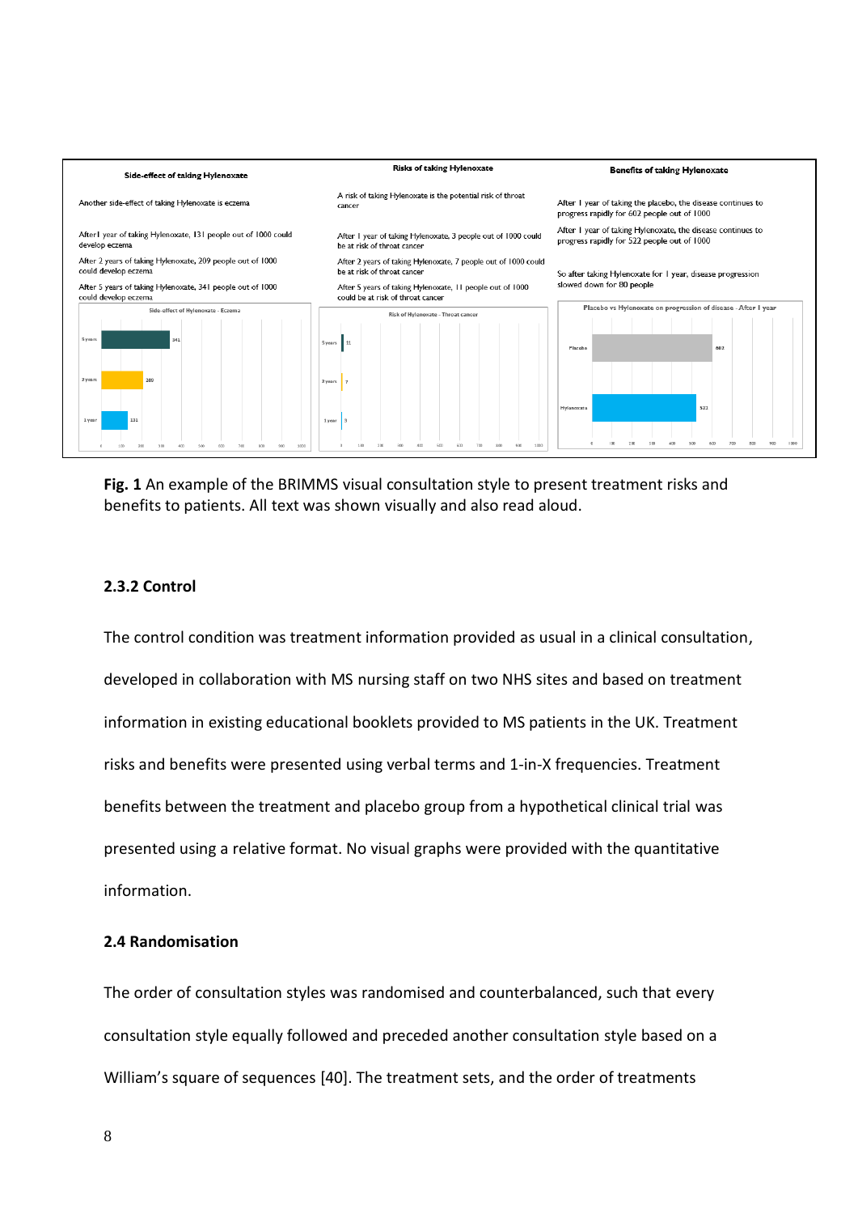Side-effect of taking Hylenoxate

Another side-effect of taking Hylenoxate is eczema

After I year of taking Hylenoxate, 131 people out of 1000 could develop eczema

After 2 years of taking Hylenoxate, 209 people out of 1000 could develop eczema

After 5 years of taking Hylenoxate, 341 people out of 1000 could develop eczema

Risks of taking Hylenoxate

A risk of taking Hylenoxate is the potential risk of throat cancer

After 1 year of taking Hylenoxate, 3 people out of 1000 could be at risk of throat cancer

After 2 years of taking Hylenoxate, 7 people out of 1000 could be at risk of throat cancer

After 5 years of taking Hylenoxate, 11 people out of 1000 could be at risk of throat cancer

Benefits of taking Hylenoxate

After 1 year of taking the placebo, the disease continues to progress rapidly for 602 people out of 1000

After 1 year of taking Hylenoxate, the disease continues to progress rapidly for 522 people out of 1000

So after taking Hylenoxate for 1 year, disease progression slowed down for 80 people

**Fig. 1** An example of the BRIMMS visual consultation style to present treatment risks and benefits to patients. All text was shown visually and also read aloud.

### 2.3.2 Control

The control condition was treatment information provided as usual in a clinical consultation, developed in collaboration with MS nursing staff on two NHS sites and based on treatment information in existing educational booklets provided to MS patients in the UK. Treatment risks and benefits were presented using verbal terms and 1-in-X frequencies. Treatment benefits between the treatment and placebo group from a hypothetical clinical trial was presented using a relative format. No visual graphs were provided with the quantitative information.

## 2.4 Randomisation

The order of consultation styles was randomised and counterbalanced, such that every consultation style equally followed and preceded another consultation style based on a William's square of sequences [40]. The treatment sets, and the order of treatments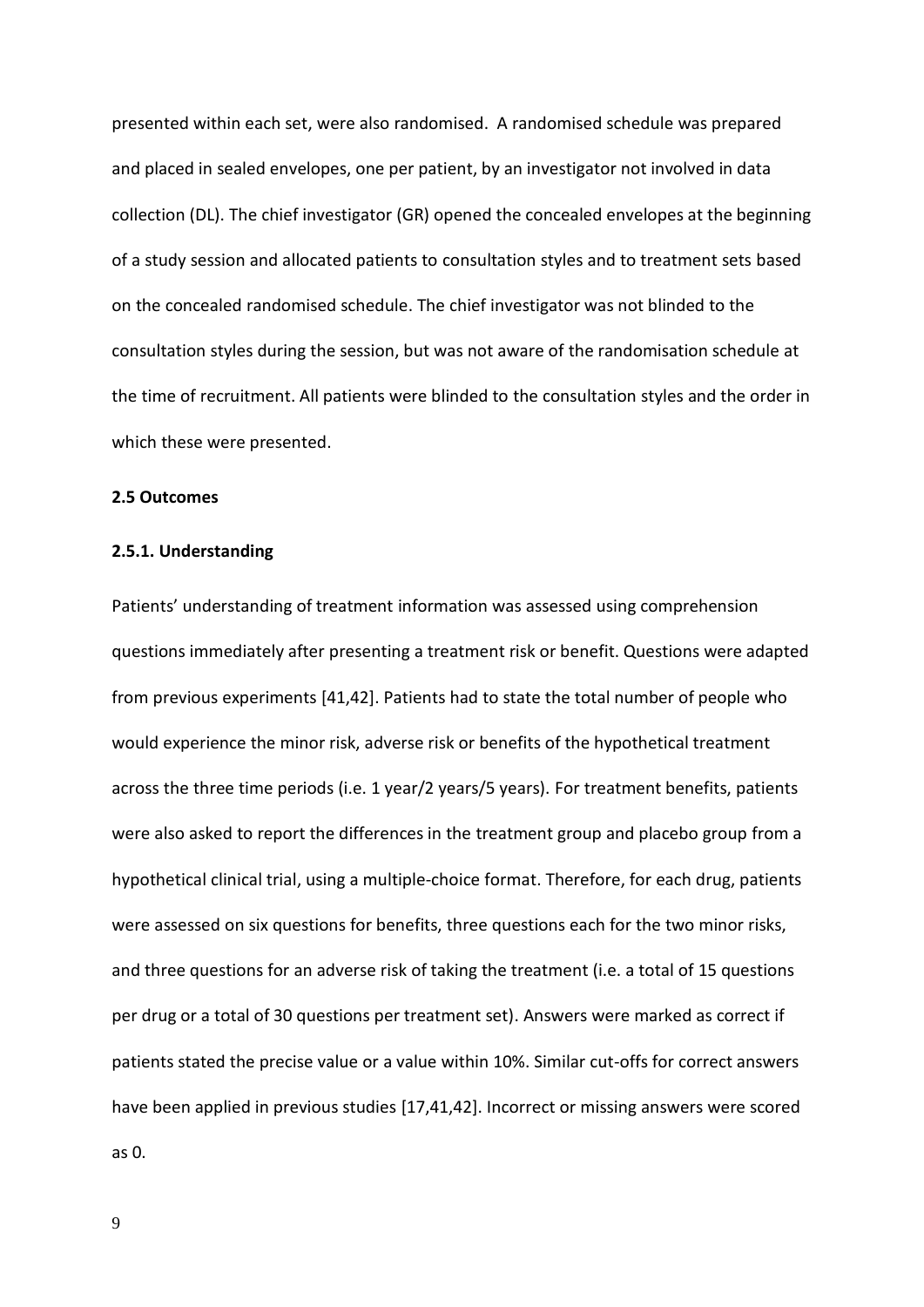presented within each set, were also randomised. A randomised schedule was prepared and placed in sealed envelopes, one per patient, by an investigator not involved in data collection (DL). The chief investigator (GR) opened the concealed envelopes at the beginning of a study session and allocated patients to consultation styles and to treatment sets based on the concealed randomised schedule. The chief investigator was not blinded to the consultation styles during the session, but was not aware of the randomisation schedule at the time of recruitment. All patients were blinded to the consultation styles and the order in which these were presented.

### 2.5 Outcomes

#### 2.5.1. Understanding

Patients' understanding of treatment information was assessed using comprehension questions immediately after presenting a treatment risk or benefit. Questions were adapted from previous experiments [41,42]. Patients had to state the total number of people who would experience the minor risk, adverse risk or benefits of the hypothetical treatment across the three time periods (i.e. 1 year/2 years/5 years). For treatment benefits, patients were also asked to report the differences in the treatment group and placebo group from a hypothetical clinical trial, using a multiple-choice format. Therefore, for each drug, patients were assessed on six questions for benefits, three questions each for the two minor risks, and three questions for an adverse risk of taking the treatment (i.e. a total of 15 questions per drug or a total of 30 questions per treatment set). Answers were marked as correct if patients stated the precise value or a value within 10%. Similar cut-offs for correct answers have been applied in previous studies [17,41,42]. Incorrect or missing answers were scored as 0.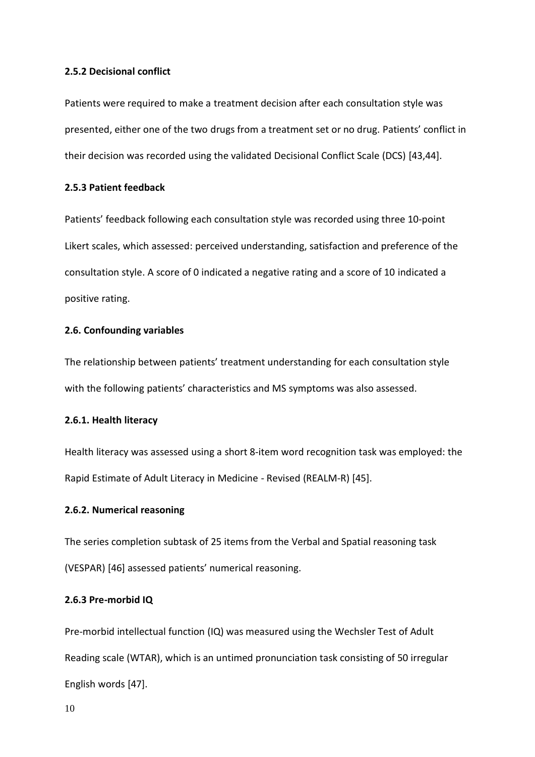#### 2.5.2 Decisional conflict

Patients were required to make a treatment decision after each consultation style was presented, either one of the two drugs from a treatment set or no drug. Patients' conflict in their decision was recorded using the validated Decisional Conflict Scale (DCS) [43,44].

#### 2.5.3 Patient feedback

Patients' feedback following each consultation style was recorded using three 10-point Likert scales, which assessed: perceived understanding, satisfaction and preference of the consultation style. A score of 0 indicated a negative rating and a score of 10 indicated a positive rating.

### 2.6. Confounding variables

The relationship between patients' treatment understanding for each consultation style with the following patients' characteristics and MS symptoms was also assessed.

#### 2.6.1. Health literacy

Health literacy was assessed using a short 8-item word recognition task was employed: the Rapid Estimate of Adult Literacy in Medicine - Revised (REALM-R) [45].

#### 2.6.2. Numerical reasoning

The series completion subtask of 25 items from the Verbal and Spatial reasoning task (VESPAR) [46] assessed patients' numerical reasoning.

#### 2.6.3 Pre-morbid IQ

Pre-morbid intellectual function (IQ) was measured using the Wechsler Test of Adult Reading scale (WTAR), which is an untimed pronunciation task consisting of 50 irregular English words [47].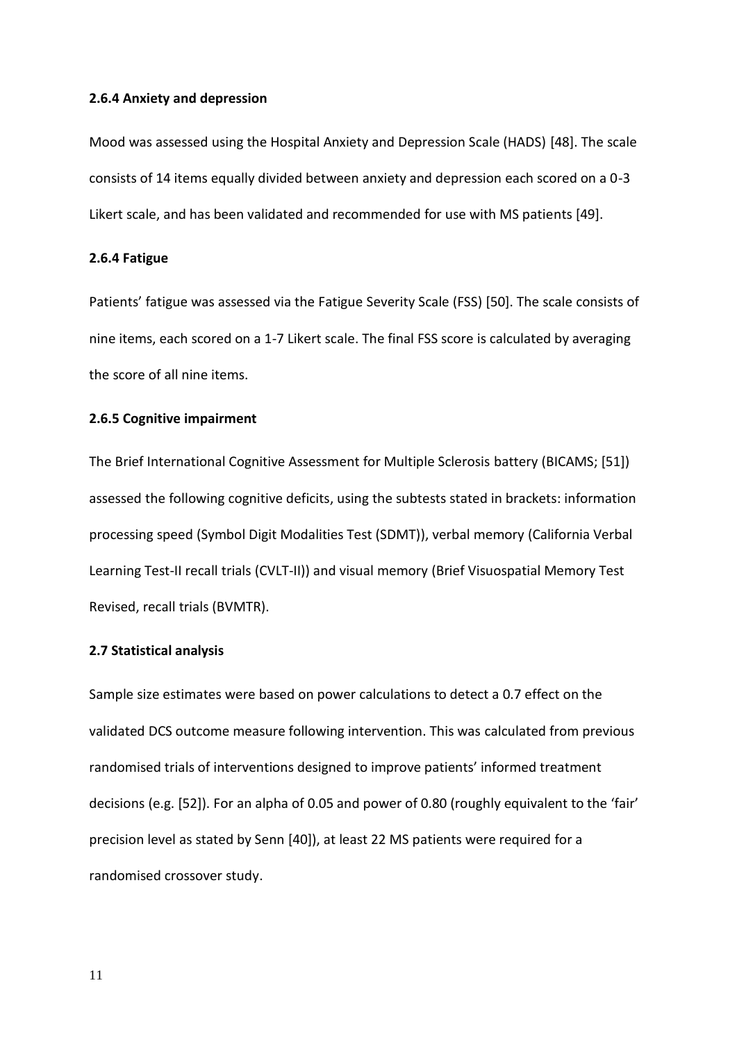#### 2.6.4 Anxiety and depression

Mood was assessed using the Hospital Anxiety and Depression Scale (HADS) [48]. The scale consists of 14 items equally divided between anxiety and depression each scored on a 0-3 Likert scale, and has been validated and recommended for use with MS patients [49].

#### 2.6.4 Fatigue

Patients' fatigue was assessed via the Fatigue Severity Scale (FSS) [50]. The scale consists of nine items, each scored on a 1-7 Likert scale. The final FSS score is calculated by averaging the score of all nine items.

#### 2.6.5 Cognitive impairment

The Brief International Cognitive Assessment for Multiple Sclerosis battery (BICAMS; [51]) assessed the following cognitive deficits, using the subtests stated in brackets: information processing speed (Symbol Digit Modalities Test (SDMT)), verbal memory (California Verbal Learning Test-II recall trials (CVLT-II)) and visual memory (Brief Visuospatial Memory Test Revised, recall trials (BVMTR).

### 2.7 Statistical analysis

Sample size estimates were based on power calculations to detect a 0.7 effect on the validated DCS outcome measure following intervention. This was calculated from previous randomised trials of interventions designed to improve patients' informed treatment decisions (e.g. [52]). For an alpha of 0.05 and power of 0.80 (roughly equivalent to the 'fair' precision level as stated by Senn [40]), at least 22 MS patients were required for a randomised crossover study.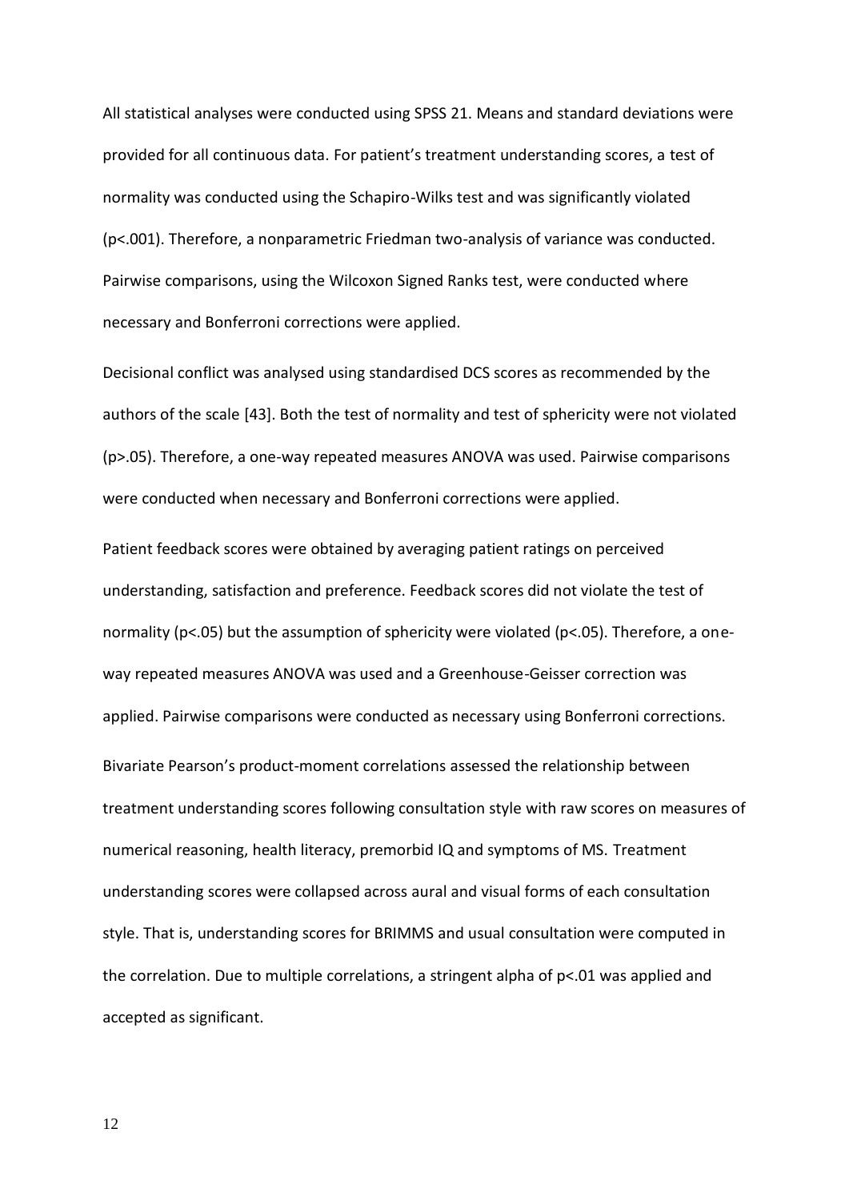All statistical analyses were conducted using SPSS 21. Means and standard deviations were provided for all continuous data. For patient's treatment understanding scores, a test of normality was conducted using the Schapiro-Wilks test and was significantly violated ($p<.001$). Therefore, a nonparametric Friedman two-analysis of variance was conducted. Pairwise comparisons, using the Wilcoxon Signed Ranks test, were conducted where necessary and Bonferroni corrections were applied.

Decisional conflict was analysed using standardised DCS scores as recommended by the authors of the scale [43]. Both the test of normality and test of sphericity were not violated ($p>.05$). Therefore, a one-way repeated measures ANOVA was used. Pairwise comparisons were conducted when necessary and Bonferroni corrections were applied.

Patient feedback scores were obtained by averaging patient ratings on perceived understanding, satisfaction and preference. Feedback scores did not violate the test of normality ($p<.05$) but the assumption of sphericity were violated ($p<.05$). Therefore, a one-way repeated measures ANOVA was used and a Greenhouse-Geisser correction was applied. Pairwise comparisons were conducted as necessary using Bonferroni corrections.

Bivariate Pearson's product-moment correlations assessed the relationship between treatment understanding scores following consultation style with raw scores on measures of numerical reasoning, health literacy, premorbid IQ and symptoms of MS. Treatment understanding scores were collapsed across aural and visual forms of each consultation style. That is, understanding scores for BRIMMS and usual consultation were computed in the correlation. Due to multiple correlations, a stringent alpha of $p<.01$ was applied and accepted as significant.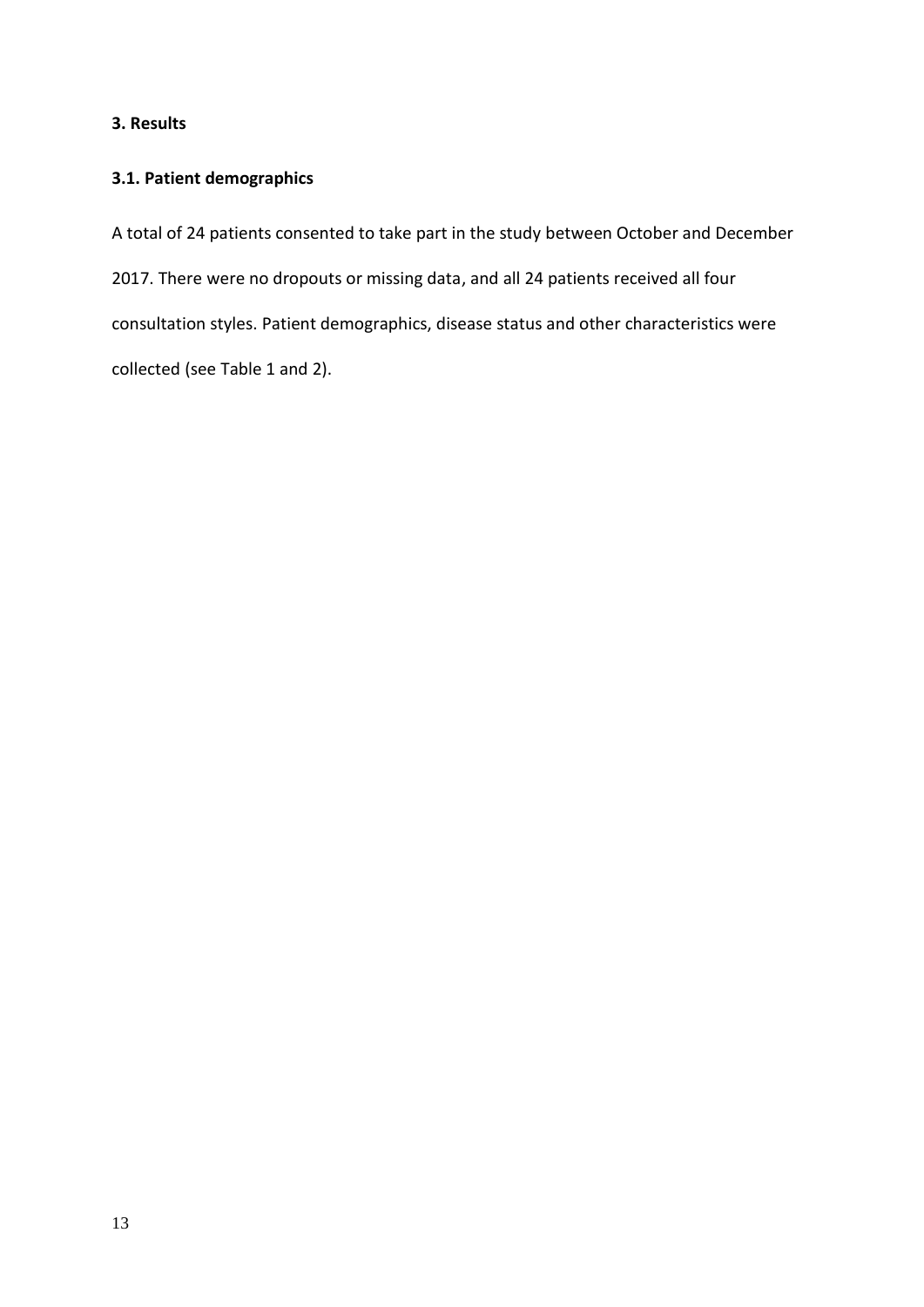## 3. Results

### 3.1. Patient demographics

A total of 24 patients consented to take part in the study between October and December 2017. There were no dropouts or missing data, and all 24 patients received all four consultation styles. Patient demographics, disease status and other characteristics were collected (see Table 1 and 2).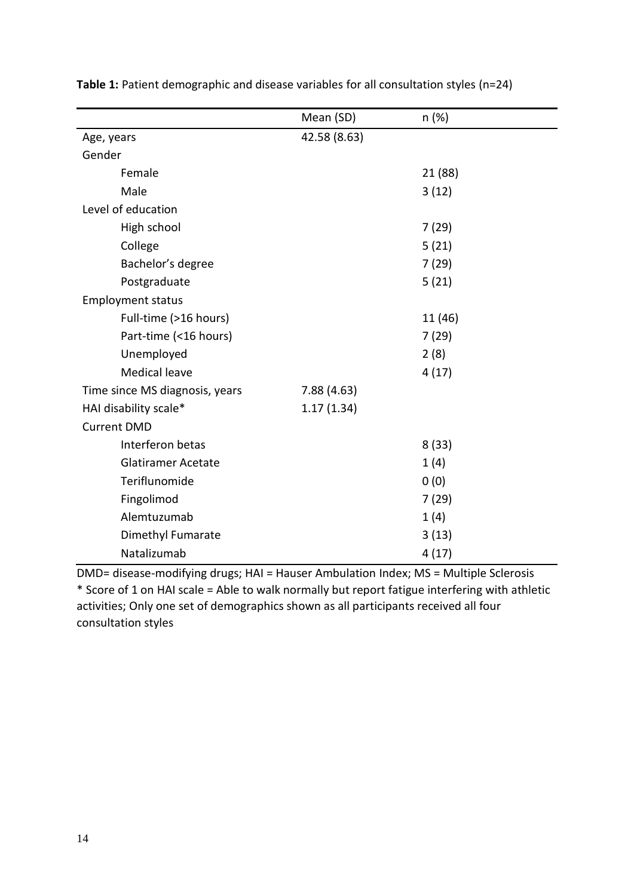**Table 1:** Patient demographic and disease variables for all consultation styles (n=24)

| | Mean (SD) | n (%) |
|---|---|---|
| Age, years | 42.58 (8.63) | |
| Gender | | |
| Female | | 21 (88) |
| Male | | 3 (12) |
| Level of education | | |
| High school | | 7 (29) |
| College | | 5 (21) |
| Bachelor's degree | | 7 (29) |
| Postgraduate | | 5 (21) |
| Employment status | | |
| Full-time (>16 hours) | | 11 (46) |
| Part-time (<16 hours) | | 7 (29) |
| Unemployed | | 2 (8) |
| Medical leave | | 4 (17) |
| Time since MS diagnosis, years | 7.88 (4.63) | |
| HAI disability scale* | 1.17 (1.34) | |
| Current DMD | | |
| Interferon betas | | 8 (33) |
| Glatiramer Acetate | | 1 (4) |
| Teriflunomide | | 0 (0) |
| Fingolimod | | 7 (29) |
| Alemtuzumab | | 1 (4) |
| Dimethyl Fumarate | | 3 (13) |
| Natalizumab | | 4 (17) |

DMD= disease-modifying drugs; HAI = Hauser Ambulation Index; MS = Multiple Sclerosis
* Score of 1 on HAI scale = Able to walk normally but report fatigue interfering with athletic activities; Only one set of demographics shown as all participants received all four consultation styles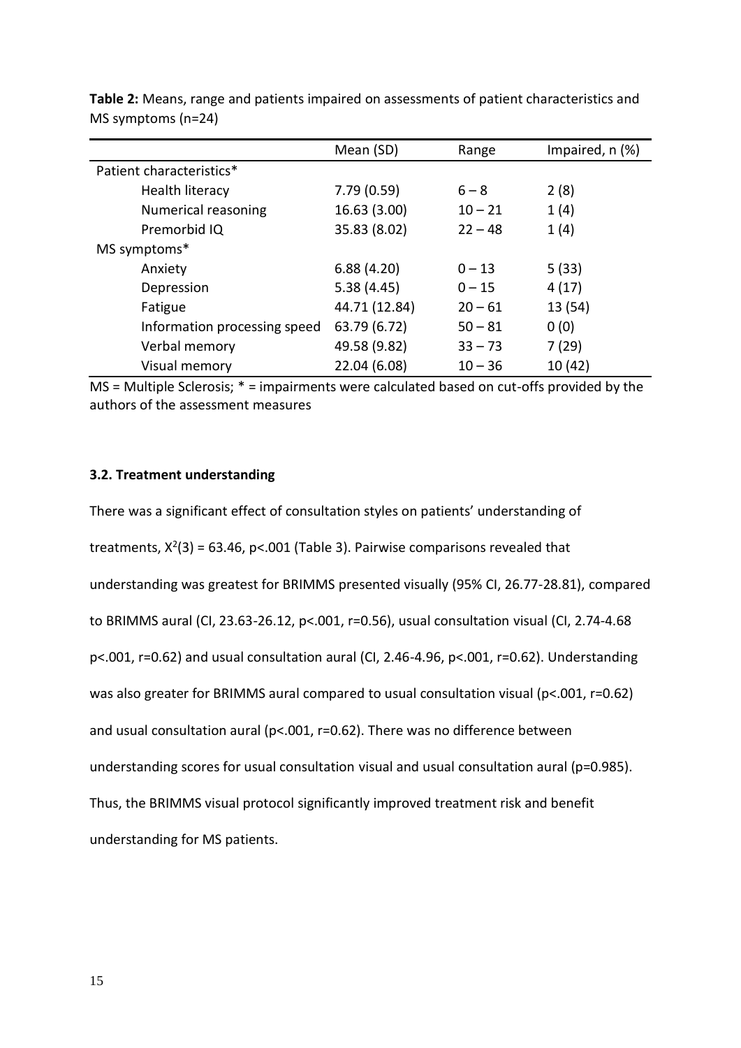**Table 2:** Means, range and patients impaired on assessments of patient characteristics and MS symptoms (n=24)

| | Mean (SD) | Range | Impaired, n (%) |
|---|---|---|---|
| Patient characteristics* | | | |
| Health literacy | 7.79 (0.59) | 6 – 8 | 2 (8) |
| Numerical reasoning | 16.63 (3.00) | 10 – 21 | 1 (4) |
| Premorbid IQ | 35.83 (8.02) | 22 – 48 | 1 (4) |
| MS symptoms* | | | |
| Anxiety | 6.88 (4.20) | 0 – 13 | 5 (33) |
| Depression | 5.38 (4.45) | 0 – 15 | 4 (17) |
| Fatigue | 44.71 (12.84) | 20 – 61 | 13 (54) |
| Information processing speed | 63.79 (6.72) | 50 – 81 | 0 (0) |
| Verbal memory | 49.58 (9.82) | 33 – 73 | 7 (29) |
| Visual memory | 22.04 (6.08) | 10 – 36 | 10 (42) |

MS = Multiple Sclerosis; * = impairments were calculated based on cut-offs provided by the authors of the assessment measures

### 3.2. Treatment understanding

There was a significant effect of consultation styles on patients' understanding of treatments, $X^2(3) = 63.46$, $p<.001$ (Table 3). Pairwise comparisons revealed that understanding was greatest for BRIMMS presented visually (95% CI, 26.77-28.81), compared to BRIMMS aural (CI, 23.63-26.12, $p<.001$, $r=0.56$), usual consultation visual (CI, 2.74-4.68 $p<.001$, $r=0.62$) and usual consultation aural (CI, 2.46-4.96, $p<.001$, $r=0.62$). Understanding was also greater for BRIMMS aural compared to usual consultation visual ($p<.001$, $r=0.62$) and usual consultation aural ($p<.001$, $r=0.62$). There was no difference between understanding scores for usual consultation visual and usual consultation aural ($p=0.985$). Thus, the BRIMMS visual protocol significantly improved treatment risk and benefit understanding for MS patients.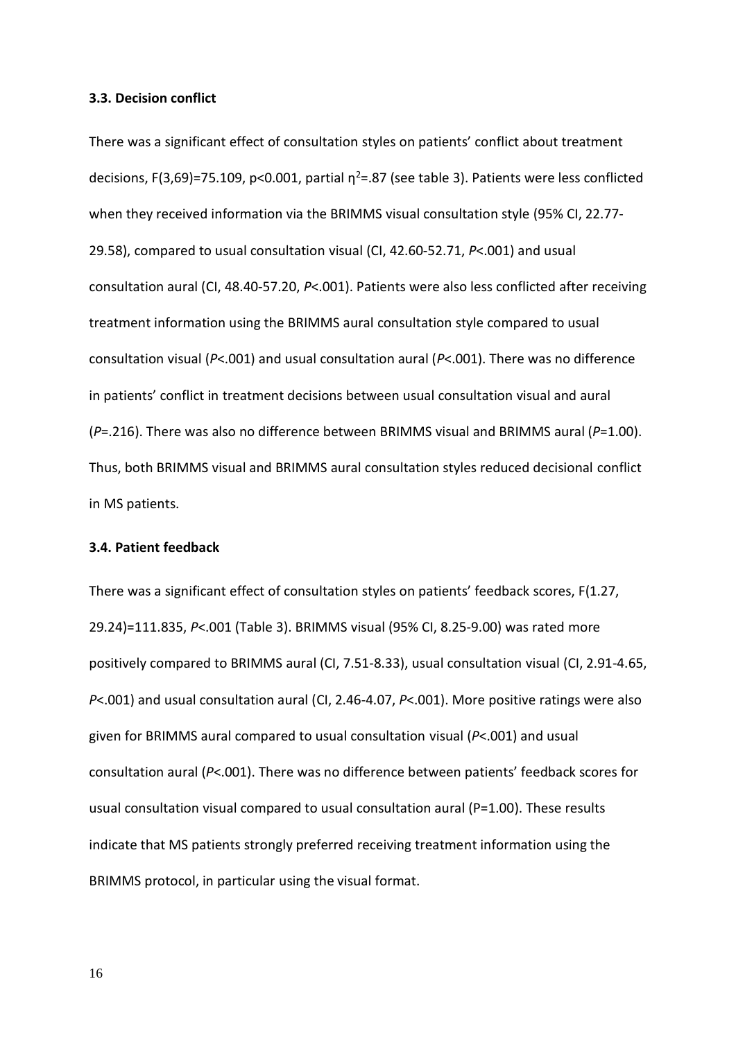### 3.3. Decision conflict

There was a significant effect of consultation styles on patients' conflict about treatment decisions, $F(3,69)=75.109$, $p<0.001$, partial $\eta^2=.87$ (see table 3). Patients were less conflicted when they received information via the BRIMMS visual consultation style (95% CI, 22.77-29.58), compared to usual consultation visual (CI, 42.60-52.71, $P<.001$) and usual consultation aural (CI, 48.40-57.20, $P<.001$). Patients were also less conflicted after receiving treatment information using the BRIMMS aural consultation style compared to usual consultation visual ($P<.001$) and usual consultation aural ($P<.001$). There was no difference in patients' conflict in treatment decisions between usual consultation visual and aural ($P=.216$). There was also no difference between BRIMMS visual and BRIMMS aural ($P=1.00$). Thus, both BRIMMS visual and BRIMMS aural consultation styles reduced decisional conflict in MS patients.

### 3.4. Patient feedback

There was a significant effect of consultation styles on patients' feedback scores, $F(1.27, 29.24)=111.835$, $P<.001$ (Table 3). BRIMMS visual (95% CI, 8.25-9.00) was rated more positively compared to BRIMMS aural (CI, 7.51-8.33), usual consultation visual (CI, 2.91-4.65, $P<.001$) and usual consultation aural (CI, 2.46-4.07, $P<.001$). More positive ratings were also given for BRIMMS aural compared to usual consultation visual ($P<.001$) and usual consultation aural ($P<.001$). There was no difference between patients' feedback scores for usual consultation visual compared to usual consultation aural ($P=1.00$). These results indicate that MS patients strongly preferred receiving treatment information using the BRIMMS protocol, in particular using the visual format.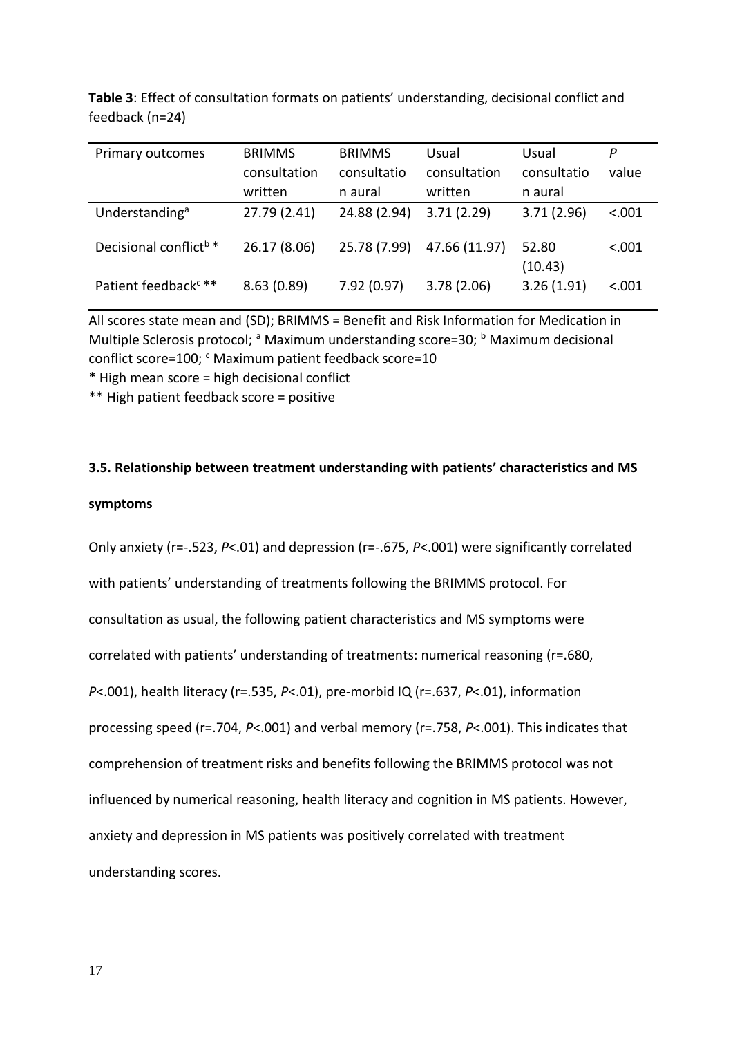**Table 3**: Effect of consultation formats on patients' understanding, decisional conflict and feedback (n=24)

| Primary outcomes | BRIMMS consultation written | BRIMMS consultation aural | Usual consultation written | Usual consultation aural | *P* value |
|---|---|---|---|---|---|
| Understanding[a] | 27.79 (2.41) | 24.88 (2.94) | 3.71 (2.29) | 3.71 (2.96) | <.001 |
| Decisional conflict[b] * | 26.17 (8.06) | 25.78 (7.99) | 47.66 (11.97) | 52.80 (10.43) | <.001 |
| Patient feedback[c] ** | 8.63 (0.89) | 7.92 (0.97) | 3.78 (2.06) | 3.26 (1.91) | <.001 |

All scores state mean and (SD); BRIMMS = Benefit and Risk Information for Medication in Multiple Sclerosis protocol; [a] Maximum understanding score=30; [b] Maximum decisional conflict score=100; [c] Maximum patient feedback score=10

* High mean score = high decisional conflict

** High patient feedback score = positive

### 3.5. Relationship between treatment understanding with patients' characteristics and MS symptoms

Only anxiety (r=-.523, *P*<.01) and depression (r=-.675, *P*<.001) were significantly correlated with patients' understanding of treatments following the BRIMMS protocol. For consultation as usual, the following patient characteristics and MS symptoms were correlated with patients' understanding of treatments: numerical reasoning (r=.680, *P*<.001), health literacy (r=.535, *P*<.01), pre-morbid IQ (r=.637, *P*<.01), information processing speed (r=.704, *P*<.001) and verbal memory (r=.758, *P*<.001). This indicates that comprehension of treatment risks and benefits following the BRIMMS protocol was not influenced by numerical reasoning, health literacy and cognition in MS patients. However, anxiety and depression in MS patients was positively correlated with treatment understanding scores.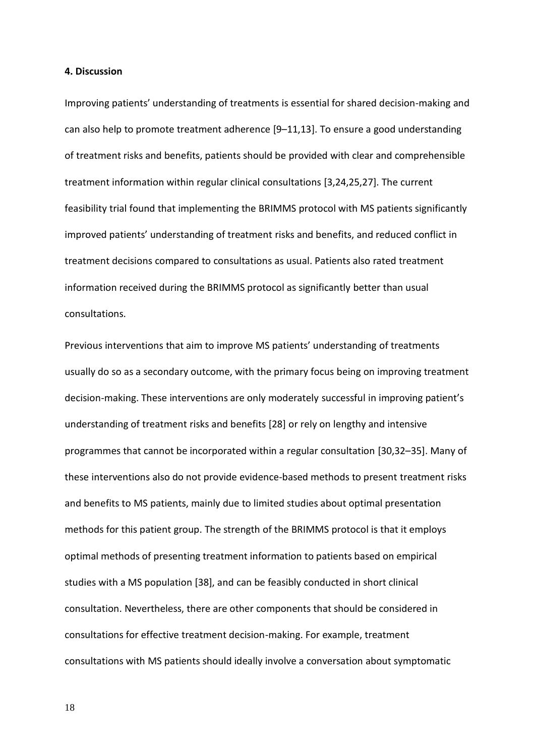#### 4. Discussion

Improving patients' understanding of treatments is essential for shared decision-making and can also help to promote treatment adherence [9–11,13]. To ensure a good understanding of treatment risks and benefits, patients should be provided with clear and comprehensible treatment information within regular clinical consultations [3,24,25,27]. The current feasibility trial found that implementing the BRIMMS protocol with MS patients significantly improved patients' understanding of treatment risks and benefits, and reduced conflict in treatment decisions compared to consultations as usual. Patients also rated treatment information received during the BRIMMS protocol as significantly better than usual consultations.

Previous interventions that aim to improve MS patients' understanding of treatments usually do so as a secondary outcome, with the primary focus being on improving treatment decision-making. These interventions are only moderately successful in improving patient's understanding of treatment risks and benefits [28] or rely on lengthy and intensive programmes that cannot be incorporated within a regular consultation [30,32–35]. Many of these interventions also do not provide evidence-based methods to present treatment risks and benefits to MS patients, mainly due to limited studies about optimal presentation methods for this patient group. The strength of the BRIMMS protocol is that it employs optimal methods of presenting treatment information to patients based on empirical studies with a MS population [38], and can be feasibly conducted in short clinical consultation. Nevertheless, there are other components that should be considered in consultations for effective treatment decision-making. For example, treatment consultations with MS patients should ideally involve a conversation about symptomatic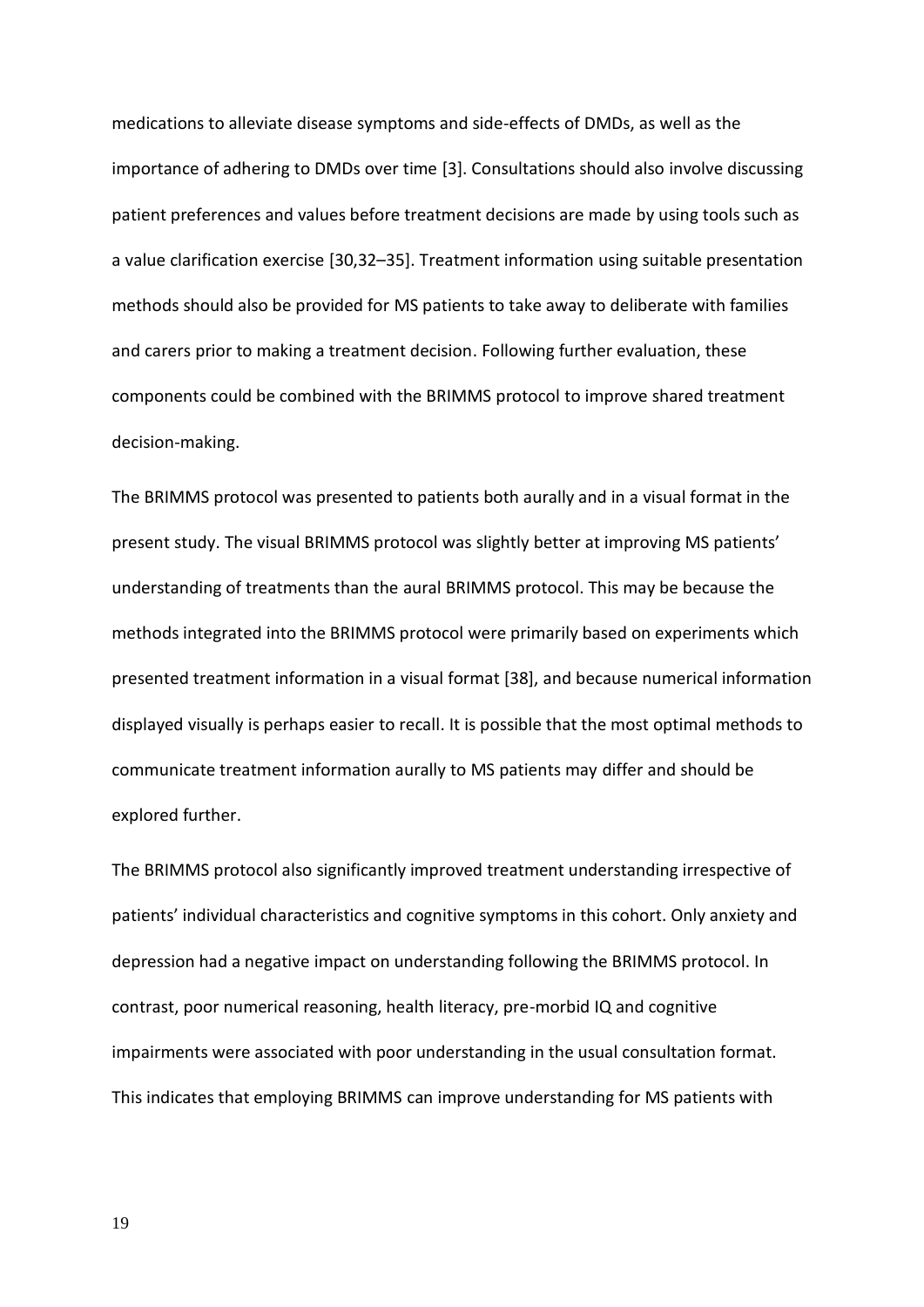medications to alleviate disease symptoms and side-effects of DMDs, as well as the importance of adhering to DMDs over time [3]. Consultations should also involve discussing patient preferences and values before treatment decisions are made by using tools such as a value clarification exercise [30,32–35]. Treatment information using suitable presentation methods should also be provided for MS patients to take away to deliberate with families and carers prior to making a treatment decision. Following further evaluation, these components could be combined with the BRIMMS protocol to improve shared treatment decision-making.

The BRIMMS protocol was presented to patients both aurally and in a visual format in the present study. The visual BRIMMS protocol was slightly better at improving MS patients' understanding of treatments than the aural BRIMMS protocol. This may be because the methods integrated into the BRIMMS protocol were primarily based on experiments which presented treatment information in a visual format [38], and because numerical information displayed visually is perhaps easier to recall. It is possible that the most optimal methods to communicate treatment information aurally to MS patients may differ and should be explored further.

The BRIMMS protocol also significantly improved treatment understanding irrespective of patients' individual characteristics and cognitive symptoms in this cohort. Only anxiety and depression had a negative impact on understanding following the BRIMMS protocol. In contrast, poor numerical reasoning, health literacy, pre-morbid IQ and cognitive impairments were associated with poor understanding in the usual consultation format. This indicates that employing BRIMMS can improve understanding for MS patients with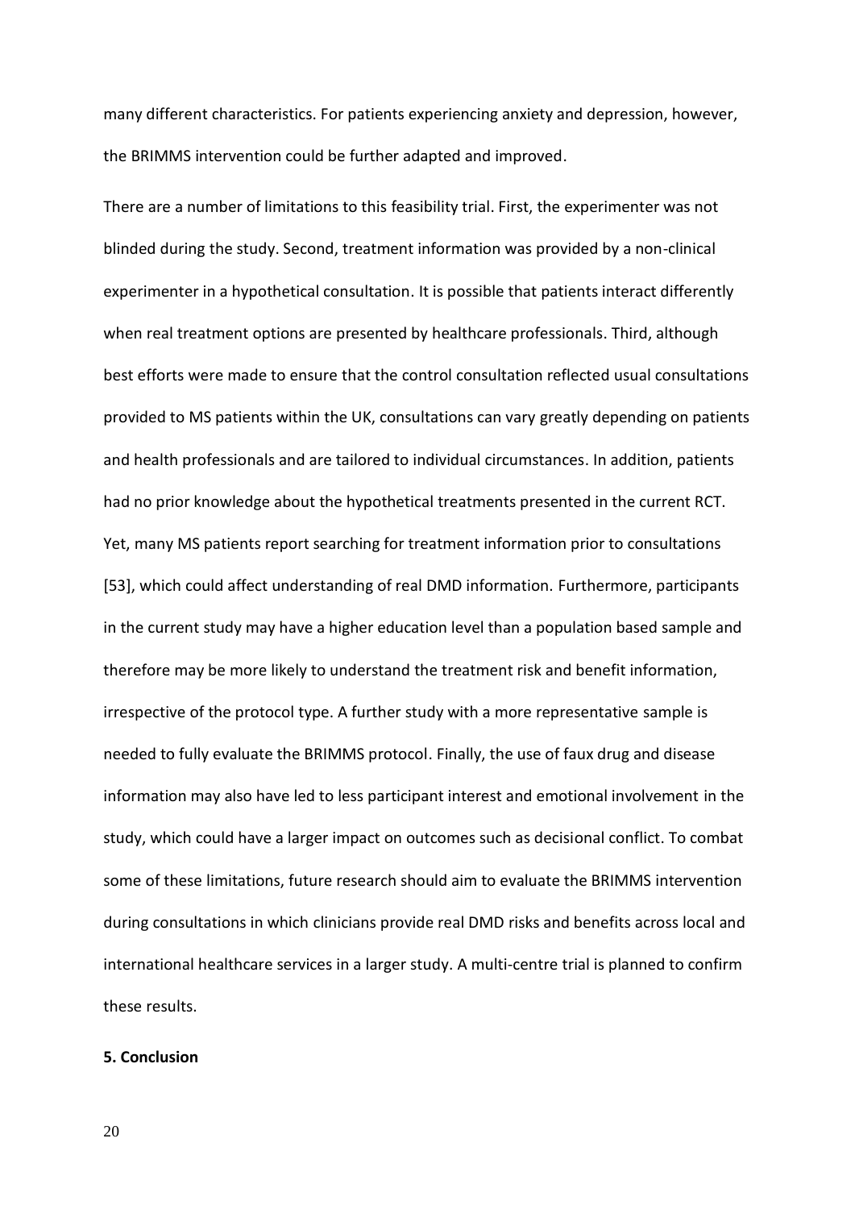many different characteristics. For patients experiencing anxiety and depression, however, the BRIMMS intervention could be further adapted and improved.

There are a number of limitations to this feasibility trial. First, the experimenter was not blinded during the study. Second, treatment information was provided by a non-clinical experimenter in a hypothetical consultation. It is possible that patients interact differently when real treatment options are presented by healthcare professionals. Third, although best efforts were made to ensure that the control consultation reflected usual consultations provided to MS patients within the UK, consultations can vary greatly depending on patients and health professionals and are tailored to individual circumstances. In addition, patients had no prior knowledge about the hypothetical treatments presented in the current RCT. Yet, many MS patients report searching for treatment information prior to consultations [53], which could affect understanding of real DMD information. Furthermore, participants in the current study may have a higher education level than a population based sample and therefore may be more likely to understand the treatment risk and benefit information, irrespective of the protocol type. A further study with a more representative sample is needed to fully evaluate the BRIMMS protocol. Finally, the use of faux drug and disease information may also have led to less participant interest and emotional involvement in the study, which could have a larger impact on outcomes such as decisional conflict. To combat some of these limitations, future research should aim to evaluate the BRIMMS intervention during consultations in which clinicians provide real DMD risks and benefits across local and international healthcare services in a larger study. A multi-centre trial is planned to confirm these results.

## 5. Conclusion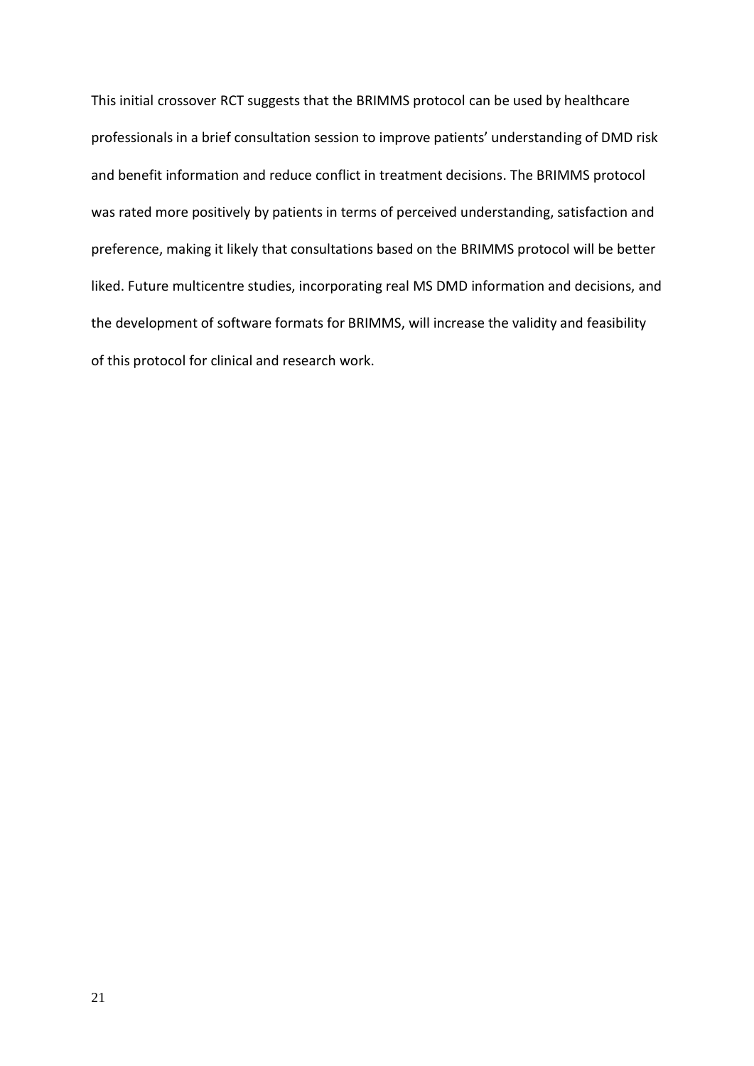This initial crossover RCT suggests that the BRIMMS protocol can be used by healthcare professionals in a brief consultation session to improve patients' understanding of DMD risk and benefit information and reduce conflict in treatment decisions. The BRIMMS protocol was rated more positively by patients in terms of perceived understanding, satisfaction and preference, making it likely that consultations based on the BRIMMS protocol will be better liked. Future multicentre studies, incorporating real MS DMD information and decisions, and the development of software formats for BRIMMS, will increase the validity and feasibility of this protocol for clinical and research work.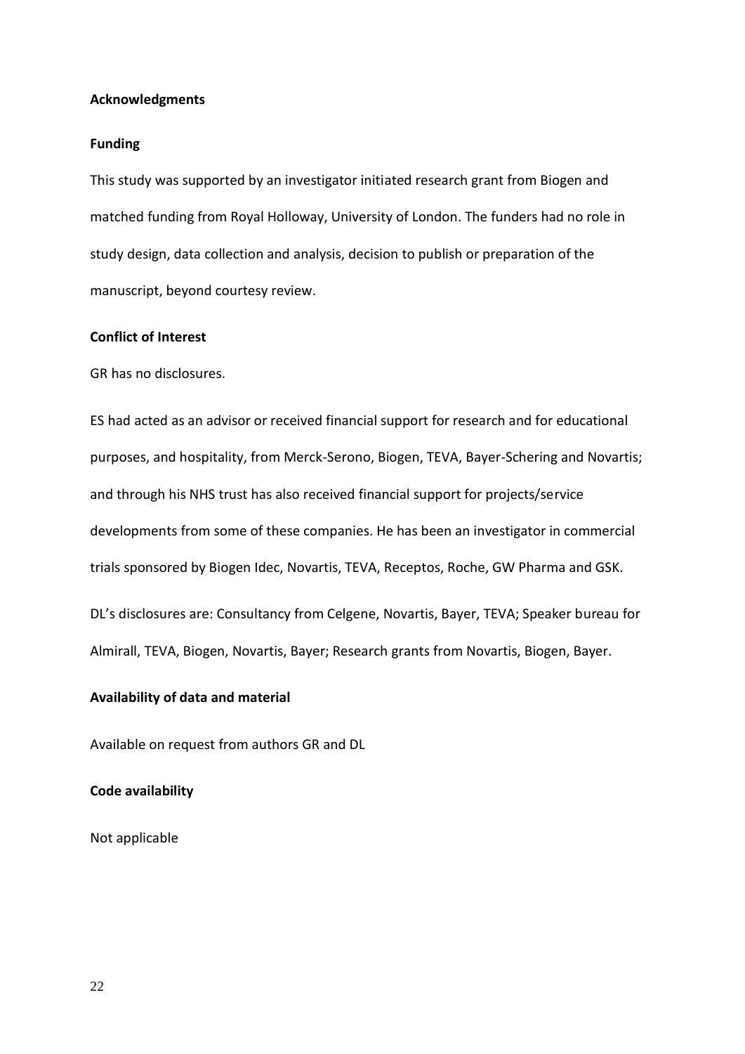## Acknowledgments

### Funding

This study was supported by an investigator initiated research grant from Biogen and matched funding from Royal Holloway, University of London. The funders had no role in study design, data collection and analysis, decision to publish or preparation of the manuscript, beyond courtesy review.

### Conflict of Interest

GR has no disclosures.

ES had acted as an advisor or received financial support for research and for educational purposes, and hospitality, from Merck-Serono, Biogen, TEVA, Bayer-Schering and Novartis; and through his NHS trust has also received financial support for projects/service developments from some of these companies. He has been an investigator in commercial trials sponsored by Biogen Idec, Novartis, TEVA, Receptos, Roche, GW Pharma and GSK.

DL's disclosures are: Consultancy from Celgene, Novartis, Bayer, TEVA; Speaker bureau for Almirall, TEVA, Biogen, Novartis, Bayer; Research grants from Novartis, Biogen, Bayer.

### Availability of data and material

Available on request from authors GR and DL

### Code availability

Not applicable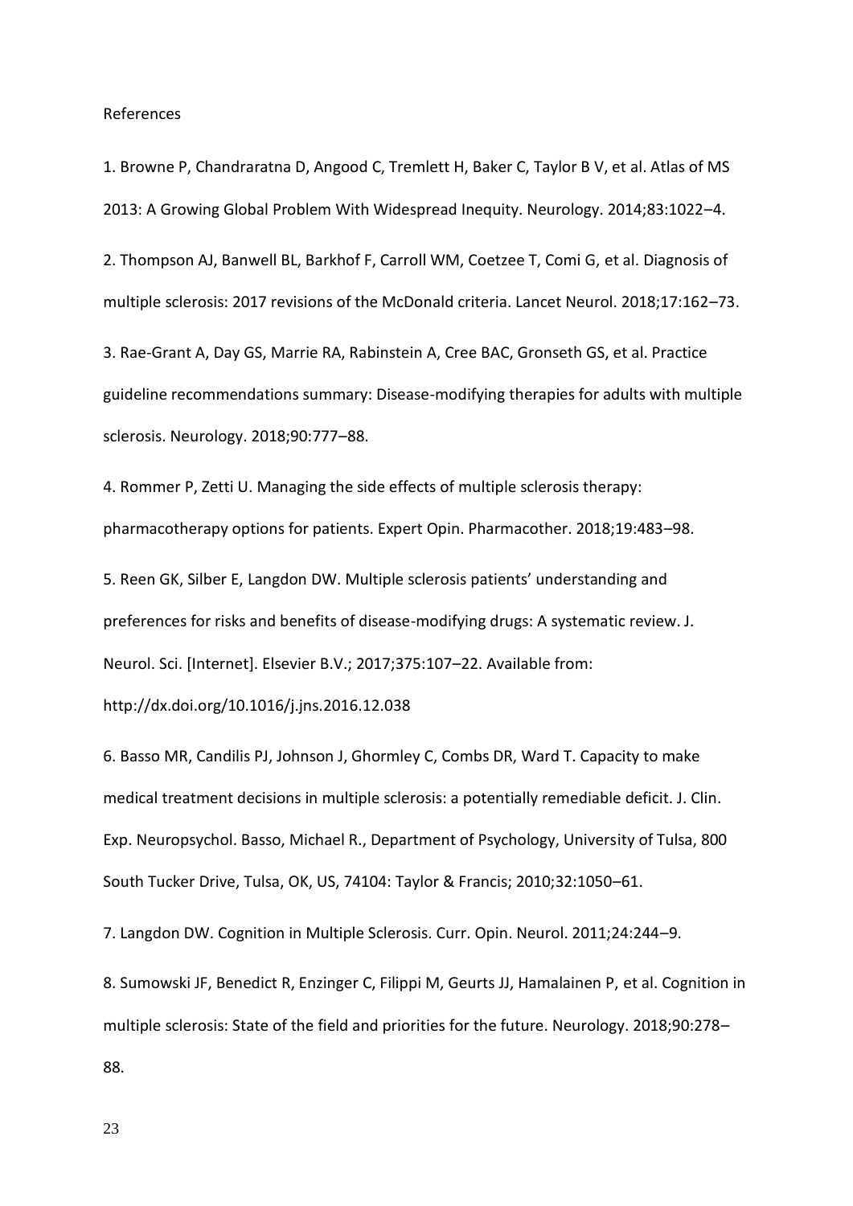References

1. Browne P, Chandraratna D, Angood C, Tremlett H, Baker C, Taylor B V, et al. Atlas of MS 2013: A Growing Global Problem With Widespread Inequity. Neurology. 2014;83:1022–4.

2. Thompson AJ, Banwell BL, Barkhof F, Carroll WM, Coetzee T, Comi G, et al. Diagnosis of multiple sclerosis: 2017 revisions of the McDonald criteria. Lancet Neurol. 2018;17:162–73.

3. Rae-Grant A, Day GS, Marrie RA, Rabinstein A, Cree BAC, Gronseth GS, et al. Practice guideline recommendations summary: Disease-modifying therapies for adults with multiple sclerosis. Neurology. 2018;90:777–88.

4. Rommer P, Zetti U. Managing the side effects of multiple sclerosis therapy: pharmacotherapy options for patients. Expert Opin. Pharmacother. 2018;19:483–98.

5. Reen GK, Silber E, Langdon DW. Multiple sclerosis patients' understanding and preferences for risks and benefits of disease-modifying drugs: A systematic review. J. Neurol. Sci. [Internet]. Elsevier B.V.; 2017;375:107–22. Available from: http://dx.doi.org/10.1016/j.jns.2016.12.038

6. Basso MR, Candilis PJ, Johnson J, Ghormley C, Combs DR, Ward T. Capacity to make medical treatment decisions in multiple sclerosis: a potentially remediable deficit. J. Clin. Exp. Neuropsychol. Basso, Michael R., Department of Psychology, University of Tulsa, 800 South Tucker Drive, Tulsa, OK, US, 74104: Taylor & Francis; 2010;32:1050–61.

7. Langdon DW. Cognition in Multiple Sclerosis. Curr. Opin. Neurol. 2011;24:244–9.

8. Sumowski JF, Benedict R, Enzinger C, Filippi M, Geurts JJ, Hamalainen P, et al. Cognition in multiple sclerosis: State of the field and priorities for the future. Neurology. 2018;90:278–88.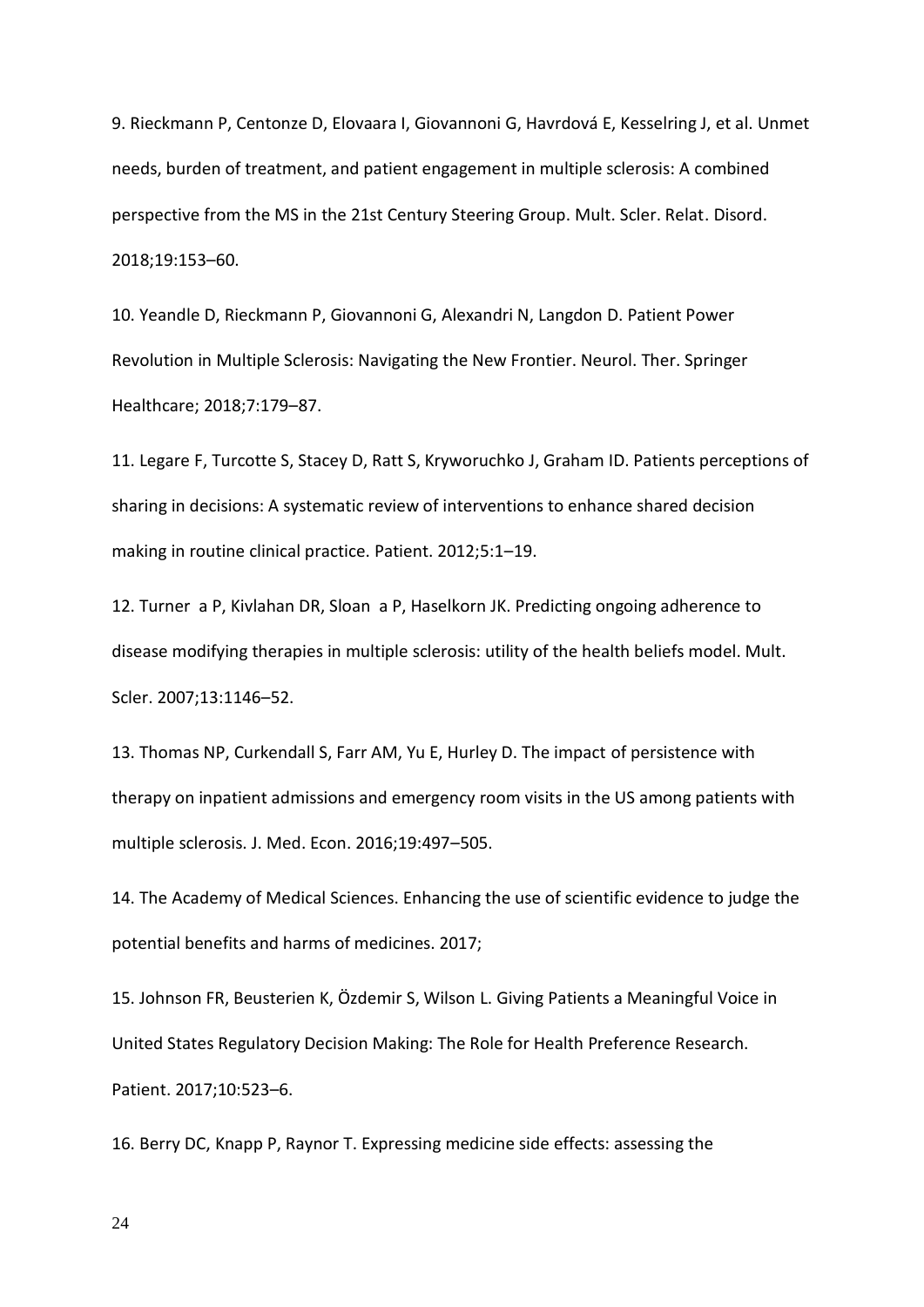9. Rieckmann P, Centonze D, Elovaara I, Giovannoni G, Havrdová E, Kesselring J, et al. Unmet needs, burden of treatment, and patient engagement in multiple sclerosis: A combined perspective from the MS in the 21st Century Steering Group. Mult. Scler. Relat. Disord. 2018;19:153–60.

10. Yeandle D, Rieckmann P, Giovannoni G, Alexandri N, Langdon D. Patient Power Revolution in Multiple Sclerosis: Navigating the New Frontier. Neurol. Ther. Springer Healthcare; 2018;7:179–87.

11. Legare F, Turcotte S, Stacey D, Ratt S, Kryworuchko J, Graham ID. Patients perceptions of sharing in decisions: A systematic review of interventions to enhance shared decision making in routine clinical practice. Patient. 2012;5:1–19.

12. Turner a P, Kivlahan DR, Sloan a P, Haselkorn JK. Predicting ongoing adherence to disease modifying therapies in multiple sclerosis: utility of the health beliefs model. Mult. Scler. 2007;13:1146–52.

13. Thomas NP, Curkendall S, Farr AM, Yu E, Hurley D. The impact of persistence with therapy on inpatient admissions and emergency room visits in the US among patients with multiple sclerosis. J. Med. Econ. 2016;19:497–505.

14. The Academy of Medical Sciences. Enhancing the use of scientific evidence to judge the potential benefits and harms of medicines. 2017;

15. Johnson FR, Beusterien K, Özdemir S, Wilson L. Giving Patients a Meaningful Voice in United States Regulatory Decision Making: The Role for Health Preference Research. Patient. 2017;10:523–6.

16. Berry DC, Knapp P, Raynor T. Expressing medicine side effects: assessing the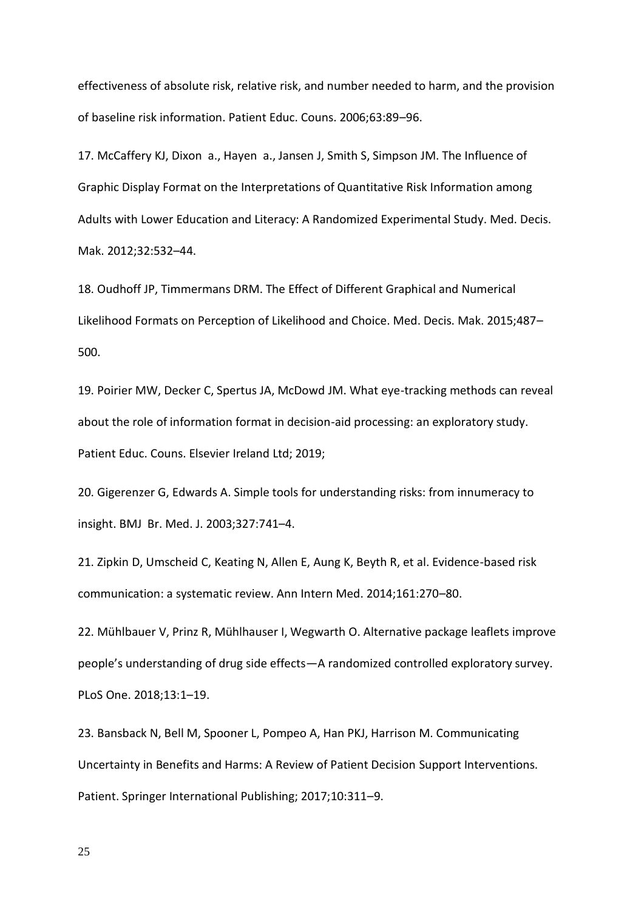effectiveness of absolute risk, relative risk, and number needed to harm, and the provision of baseline risk information. Patient Educ. Couns. 2006;63:89–96.

17. McCaffery KJ, Dixon a., Hayen a., Jansen J, Smith S, Simpson JM. The Influence of Graphic Display Format on the Interpretations of Quantitative Risk Information among Adults with Lower Education and Literacy: A Randomized Experimental Study. Med. Decis. Mak. 2012;32:532–44.

18. Oudhoff JP, Timmermans DRM. The Effect of Different Graphical and Numerical Likelihood Formats on Perception of Likelihood and Choice. Med. Decis. Mak. 2015;487–500.

19. Poirier MW, Decker C, Spertus JA, McDowd JM. What eye-tracking methods can reveal about the role of information format in decision-aid processing: an exploratory study. Patient Educ. Couns. Elsevier Ireland Ltd; 2019;

20. Gigerenzer G, Edwards A. Simple tools for understanding risks: from innumeracy to insight. BMJ Br. Med. J. 2003;327:741–4.

21. Zipkin D, Umscheid C, Keating N, Allen E, Aung K, Beyth R, et al. Evidence-based risk communication: a systematic review. Ann Intern Med. 2014;161:270–80.

22. Mühlbauer V, Prinz R, Mühlhauser I, Wegwarth O. Alternative package leaflets improve people's understanding of drug side effects—A randomized controlled exploratory survey. PLoS One. 2018;13:1–19.

23. Bansback N, Bell M, Spooner L, Pompeo A, Han PKJ, Harrison M. Communicating Uncertainty in Benefits and Harms: A Review of Patient Decision Support Interventions. Patient. Springer International Publishing; 2017;10:311–9.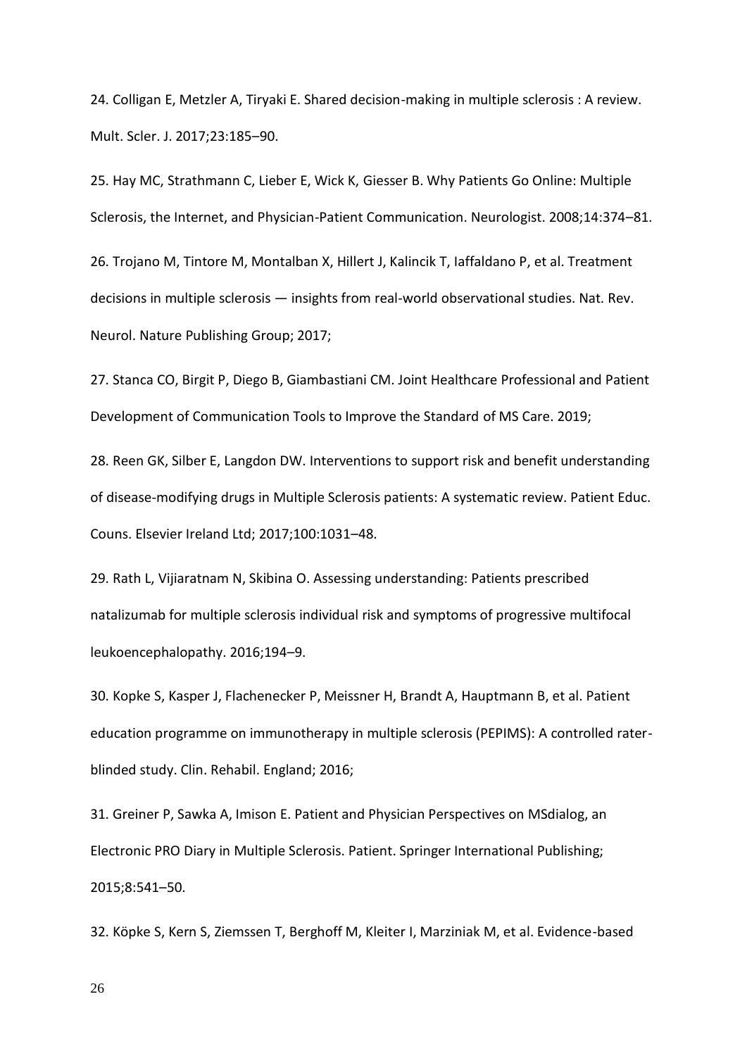24. Colligan E, Metzler A, Tiryaki E. Shared decision-making in multiple sclerosis : A review. Mult. Scler. J. 2017;23:185–90.

25. Hay MC, Strathmann C, Lieber E, Wick K, Giesser B. Why Patients Go Online: Multiple Sclerosis, the Internet, and Physician-Patient Communication. Neurologist. 2008;14:374–81.

26. Trojano M, Tintore M, Montalban X, Hillert J, Kalincik T, Iaffaldano P, et al. Treatment decisions in multiple sclerosis — insights from real-world observational studies. Nat. Rev. Neurol. Nature Publishing Group; 2017;

27. Stanca CO, Birgit P, Diego B, Giambastiani CM. Joint Healthcare Professional and Patient Development of Communication Tools to Improve the Standard of MS Care. 2019;

28. Reen GK, Silber E, Langdon DW. Interventions to support risk and benefit understanding of disease-modifying drugs in Multiple Sclerosis patients: A systematic review. Patient Educ. Couns. Elsevier Ireland Ltd; 2017;100:1031–48.

29. Rath L, Vijiaratnam N, Skibina O. Assessing understanding: Patients prescribed natalizumab for multiple sclerosis individual risk and symptoms of progressive multifocal leukoencephalopathy. 2016;194–9.

30. Kopke S, Kasper J, Flachenecker P, Meissner H, Brandt A, Hauptmann B, et al. Patient education programme on immunotherapy in multiple sclerosis (PEPIMS): A controlled rater-blinded study. Clin. Rehabil. England; 2016;

31. Greiner P, Sawka A, Imison E. Patient and Physician Perspectives on MSdialog, an Electronic PRO Diary in Multiple Sclerosis. Patient. Springer International Publishing; 2015;8:541–50.

32. Köpke S, Kern S, Ziemssen T, Berghoff M, Kleiter I, Marziniak M, et al. Evidence-based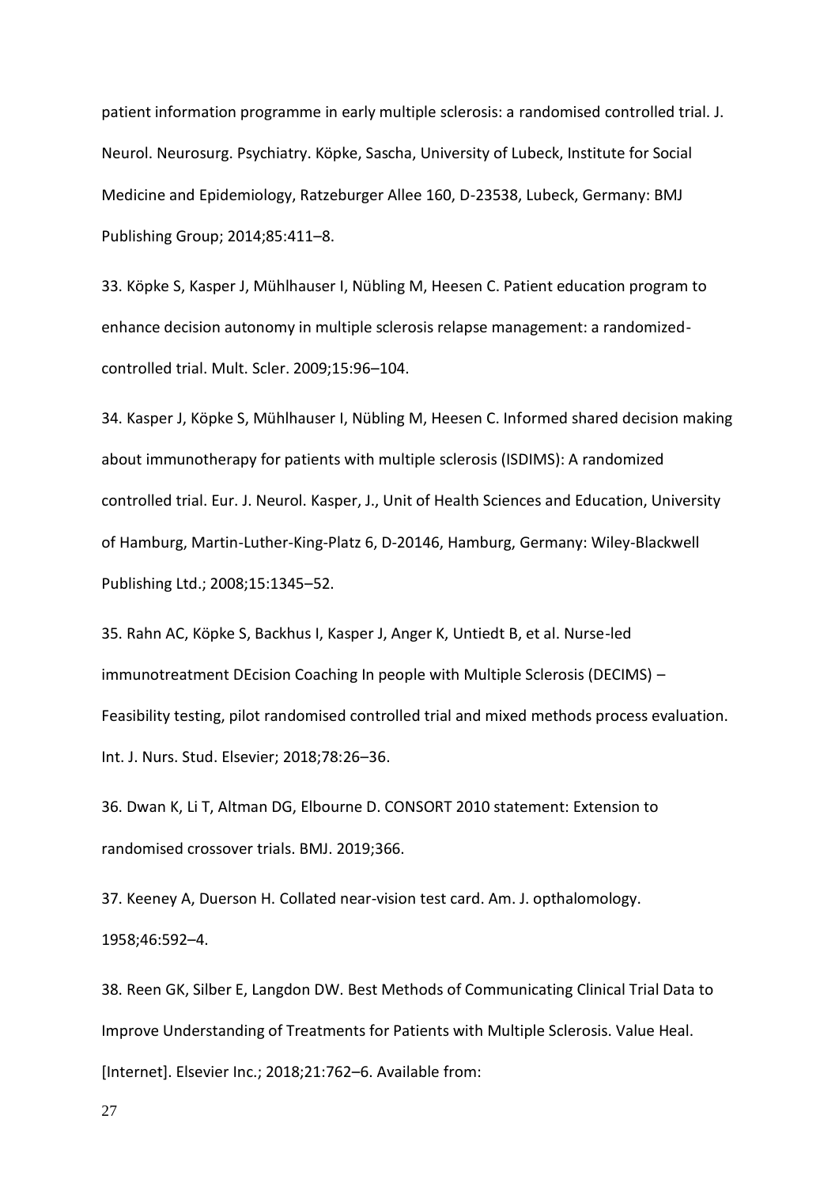patient information programme in early multiple sclerosis: a randomised controlled trial. J. Neurol. Neurosurg. Psychiatry. Köpke, Sascha, University of Lubeck, Institute for Social Medicine and Epidemiology, Ratzeburger Allee 160, D-23538, Lubeck, Germany: BMJ Publishing Group; 2014;85:411–8.

33. Köpke S, Kasper J, Mühlhauser I, Nübling M, Heesen C. Patient education program to enhance decision autonomy in multiple sclerosis relapse management: a randomized-controlled trial. Mult. Scler. 2009;15:96–104.

34. Kasper J, Köpke S, Mühlhauser I, Nübling M, Heesen C. Informed shared decision making about immunotherapy for patients with multiple sclerosis (ISDIMS): A randomized controlled trial. Eur. J. Neurol. Kasper, J., Unit of Health Sciences and Education, University of Hamburg, Martin-Luther-King-Platz 6, D-20146, Hamburg, Germany: Wiley-Blackwell Publishing Ltd.; 2008;15:1345–52.

35. Rahn AC, Köpke S, Backhus I, Kasper J, Anger K, Untiedt B, et al. Nurse-led immunotreatment DEcision Coaching In people with Multiple Sclerosis (DECIMS) – Feasibility testing, pilot randomised controlled trial and mixed methods process evaluation. Int. J. Nurs. Stud. Elsevier; 2018;78:26–36.

36. Dwan K, Li T, Altman DG, Elbourne D. CONSORT 2010 statement: Extension to randomised crossover trials. BMJ. 2019;366.

37. Keeney A, Duerson H. Collated near-vision test card. Am. J. opthalomology. 1958;46:592–4.

38. Reen GK, Silber E, Langdon DW. Best Methods of Communicating Clinical Trial Data to Improve Understanding of Treatments for Patients with Multiple Sclerosis. Value Heal. [Internet]. Elsevier Inc.; 2018;21:762–6. Available from: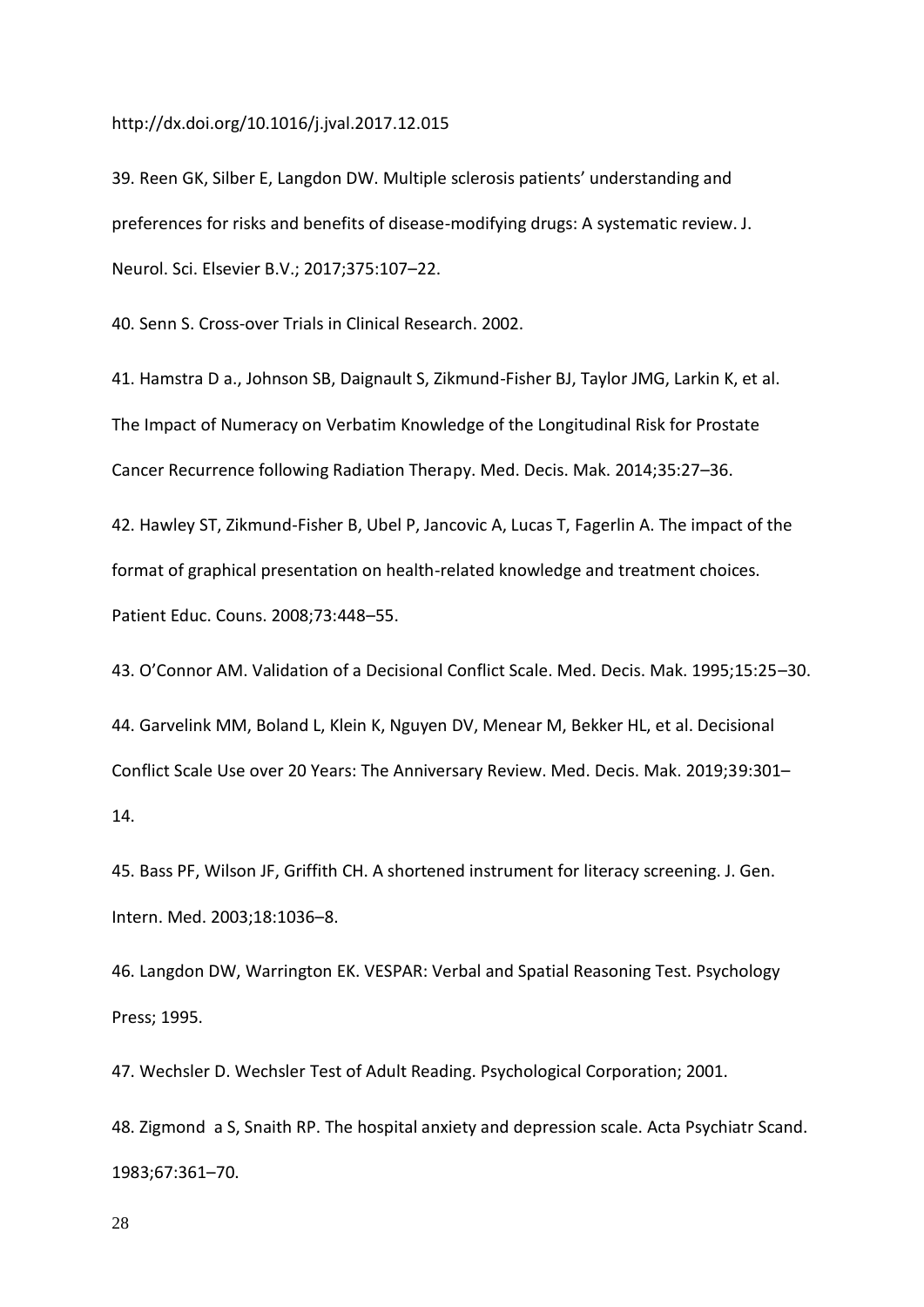http://dx.doi.org/10.1016/j.jval.2017.12.015

39. Reen GK, Silber E, Langdon DW. Multiple sclerosis patients' understanding and preferences for risks and benefits of disease-modifying drugs: A systematic review. J. Neurol. Sci. Elsevier B.V.; 2017;375:107–22.

40. Senn S. Cross-over Trials in Clinical Research. 2002.

41. Hamstra D a., Johnson SB, Daignault S, Zikmund-Fisher BJ, Taylor JMG, Larkin K, et al. The Impact of Numeracy on Verbatim Knowledge of the Longitudinal Risk for Prostate Cancer Recurrence following Radiation Therapy. Med. Decis. Mak. 2014;35:27–36.

42. Hawley ST, Zikmund-Fisher B, Ubel P, Jancovic A, Lucas T, Fagerlin A. The impact of the format of graphical presentation on health-related knowledge and treatment choices. Patient Educ. Couns. 2008;73:448–55.

43. O'Connor AM. Validation of a Decisional Conflict Scale. Med. Decis. Mak. 1995;15:25–30.

44. Garvelink MM, Boland L, Klein K, Nguyen DV, Menear M, Bekker HL, et al. Decisional Conflict Scale Use over 20 Years: The Anniversary Review. Med. Decis. Mak. 2019;39:301–14.

45. Bass PF, Wilson JF, Griffith CH. A shortened instrument for literacy screening. J. Gen. Intern. Med. 2003;18:1036–8.

46. Langdon DW, Warrington EK. VESPAR: Verbal and Spatial Reasoning Test. Psychology Press; 1995.

47. Wechsler D. Wechsler Test of Adult Reading. Psychological Corporation; 2001.

48. Zigmond a S, Snaith RP. The hospital anxiety and depression scale. Acta Psychiatr Scand. 1983;67:361–70.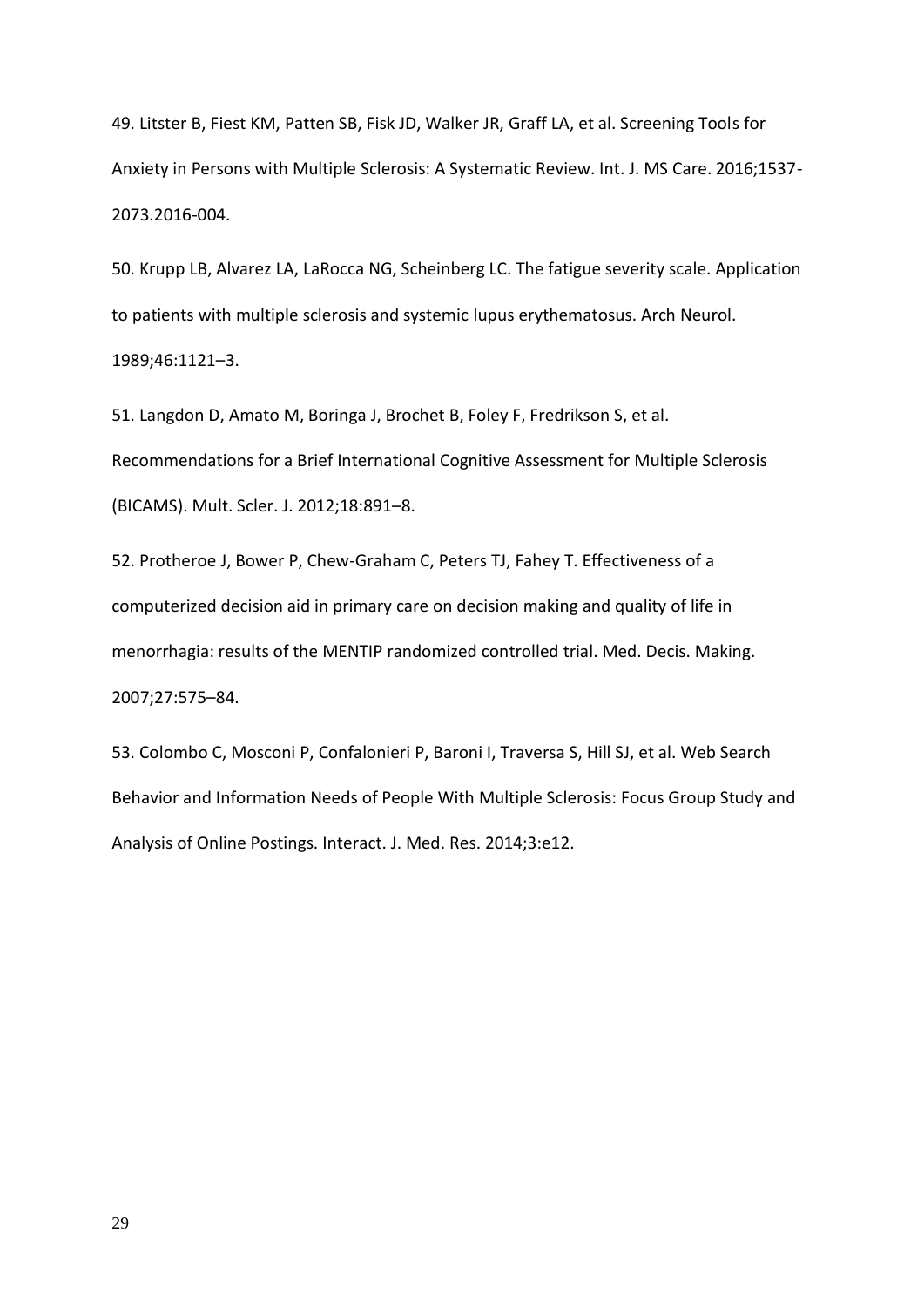49. Litster B, Fiest KM, Patten SB, Fisk JD, Walker JR, Graff LA, et al. Screening Tools for Anxiety in Persons with Multiple Sclerosis: A Systematic Review. Int. J. MS Care. 2016;1537-2073.2016-004.

50. Krupp LB, Alvarez LA, LaRocca NG, Scheinberg LC. The fatigue severity scale. Application to patients with multiple sclerosis and systemic lupus erythematosus. Arch Neurol. 1989;46:1121–3.

51. Langdon D, Amato M, Boringa J, Brochet B, Foley F, Fredrikson S, et al. Recommendations for a Brief International Cognitive Assessment for Multiple Sclerosis (BICAMS). Mult. Scler. J. 2012;18:891–8.

52. Protheroe J, Bower P, Chew-Graham C, Peters TJ, Fahey T. Effectiveness of a computerized decision aid in primary care on decision making and quality of life in menorrhagia: results of the MENTIP randomized controlled trial. Med. Decis. Making. 2007;27:575–84.

53. Colombo C, Mosconi P, Confalonieri P, Baroni I, Traversa S, Hill SJ, et al. Web Search Behavior and Information Needs of People With Multiple Sclerosis: Focus Group Study and Analysis of Online Postings. Interact. J. Med. Res. 2014;3:e12.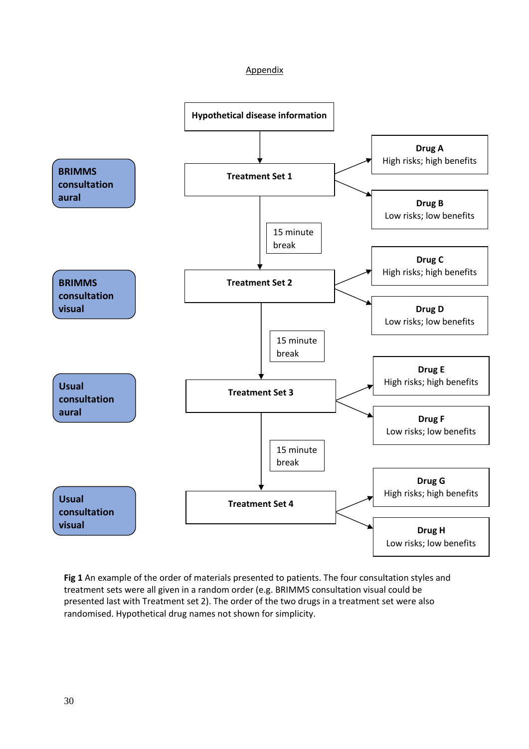Appendix

Hypothetical disease information

BRIMMS consultation aural

Treatment Set 1

Drug A
High risks; high benefits

Drug B
Low risks; low benefits

15 minute break

BRIMMS consultation visual

Treatment Set 2

Drug C
High risks; high benefits

Drug D
Low risks; low benefits

15 minute break

Usual consultation aural

Treatment Set 3

Drug E
High risks; high benefits

Drug F
Low risks; low benefits

15 minute break

Usual consultation visual

Treatment Set 4

Drug G
High risks; high benefits

Drug H
Low risks; low benefits

**Fig 1** An example of the order of materials presented to patients. The four consultation styles and treatment sets were all given in a random order (e.g. BRIMMS consultation visual could be presented last with Treatment set 2). The order of the two drugs in a treatment set were also randomised. Hypothetical drug names not shown for simplicity.